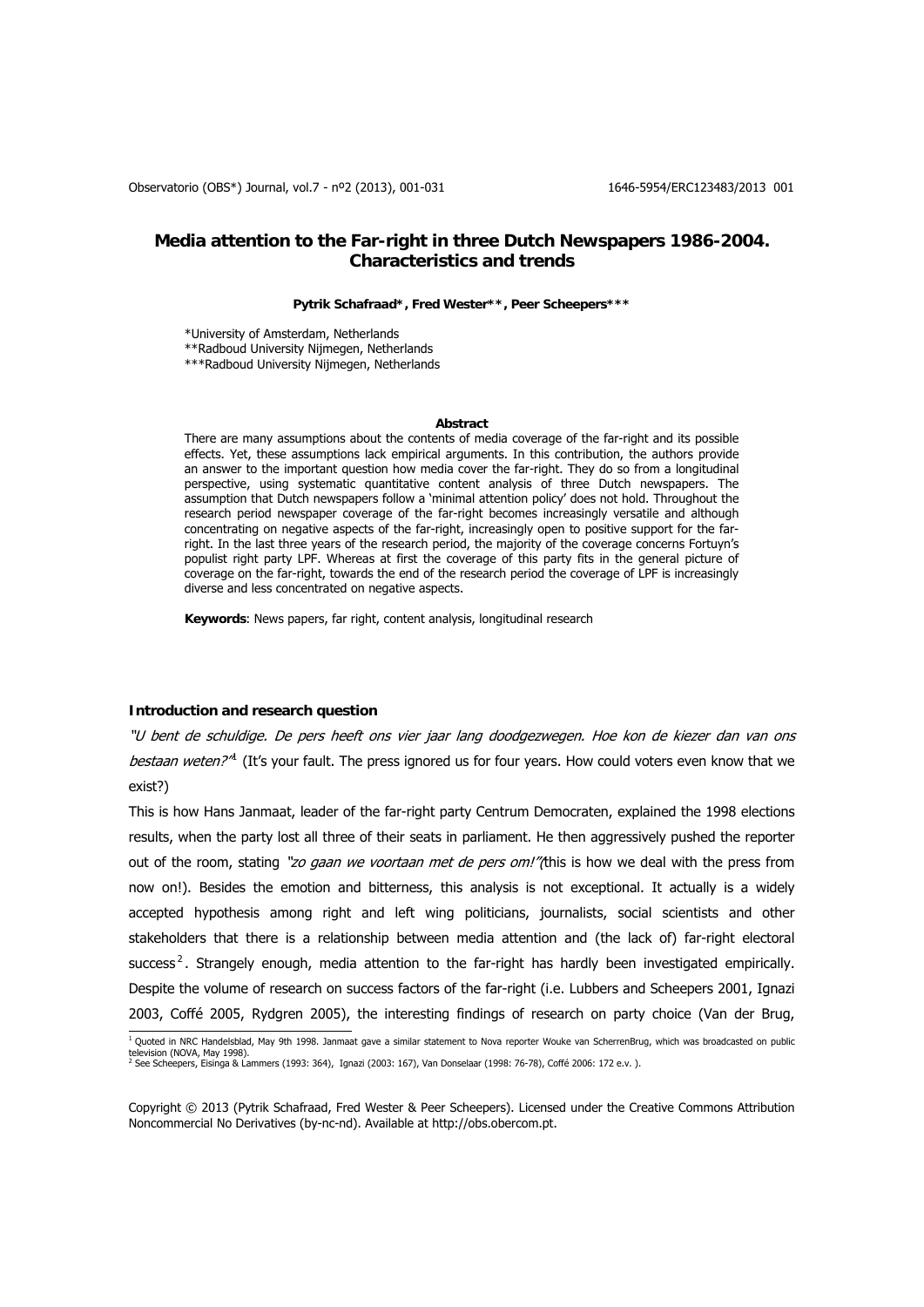# Media attention to the Far-right in three Dutch Newspapers 1986-2004. Characteristics and trends

**Pytrik Schafraad\*, Fred Wester\*\*, Peer Scheepers\*\*\***

\*University of Amsterdam, Netherlands
\*\*Radboud University Nijmegen, Netherlands
\*\*\*Radboud University Nijmegen, Netherlands

**Abstract**

There are many assumptions about the contents of media coverage of the far-right and its possible effects. Yet, these assumptions lack empirical arguments. In this contribution, the authors provide an answer to the important question how media cover the far-right. They do so from a longitudinal perspective, using systematic quantitative content analysis of three Dutch newspapers. The assumption that Dutch newspapers follow a 'minimal attention policy' does not hold. Throughout the research period newspaper coverage of the far-right becomes increasingly versatile and although concentrating on negative aspects of the far-right, increasingly open to positive support for the far-right. In the last three years of the research period, the majority of the coverage concerns Fortuyn's populist right party LPF. Whereas at first the coverage of this party fits in the general picture of coverage on the far-right, towards the end of the research period the coverage of LPF is increasingly diverse and less concentrated on negative aspects.

**Keywords**: News papers, far right, content analysis, longitudinal research

## Introduction and research question

*"U bent de schuldige. De pers heeft ons vier jaar lang doodgezwegen. Hoe kon de kiezer dan van ons bestaan weten?"*[1] (It's your fault. The press ignored us for four years. How could voters even know that we exist?)

This is how Hans Janmaat, leader of the far-right party Centrum Democraten, explained the 1998 elections results, when the party lost all three of their seats in parliament. He then aggressively pushed the reporter out of the room, stating *"zo gaan we voortaan met de pers om!"*(this is how we deal with the press from now on!). Besides the emotion and bitterness, this analysis is not exceptional. It actually is a widely accepted hypothesis among right and left wing politicians, journalists, social scientists and other stakeholders that there is a relationship between media attention and (the lack of) far-right electoral success[2]. Strangely enough, media attention to the far-right has hardly been investigated empirically. Despite the volume of research on success factors of the far-right (i.e. Lubbers and Scheepers 2001, Ignazi 2003, Coffé 2005, Rydgren 2005), the interesting findings of research on party choice (Van der Brug,

---

[1] Quoted in NRC Handelsblad, May 9th 1998. Janmaat gave a similar statement to Nova reporter Wouke van ScherrenBrug, which was broadcasted on public television (NOVA, May 1998).

[2] See Scheepers, Eisinga & Lammers (1993: 364), Ignazi (2003: 167), Van Donselaar (1998: 76-78), Coffé 2006: 172 e.v. ).

Copyright © 2013 (Pytrik Schafraad, Fred Wester & Peer Scheepers). Licensed under the Creative Commons Attribution Noncommercial No Derivatives (by-nc-nd). Available at http://obs.obercom.pt.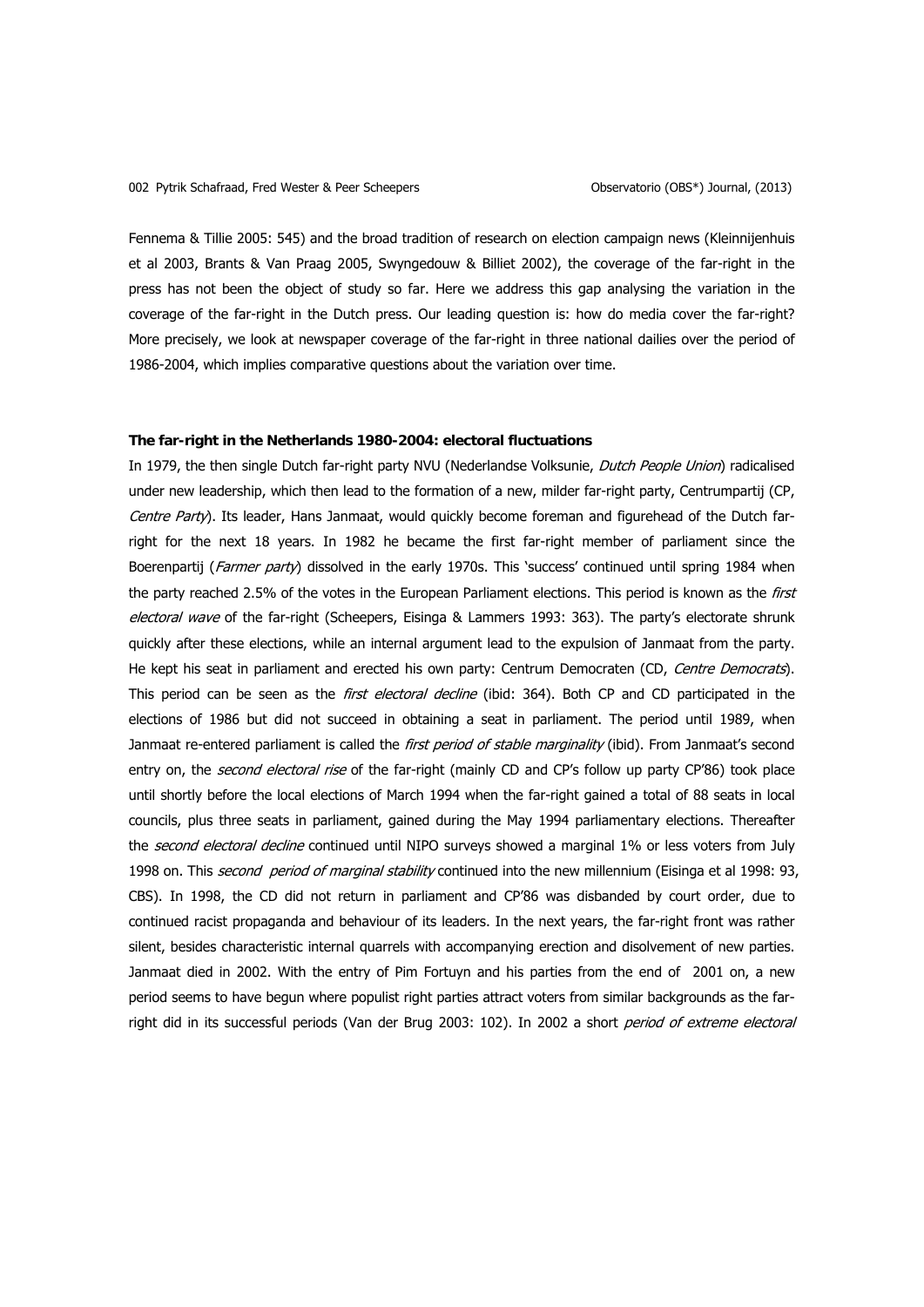Fennema & Tillie 2005: 545) and the broad tradition of research on election campaign news (Kleinnijenhuis et al 2003, Brants & Van Praag 2005, Swyngedouw & Billiet 2002), the coverage of the far-right in the press has not been the object of study so far. Here we address this gap analysing the variation in the coverage of the far-right in the Dutch press. Our leading question is: how do media cover the far-right? More precisely, we look at newspaper coverage of the far-right in three national dailies over the period of 1986-2004, which implies comparative questions about the variation over time.

### The far-right in the Netherlands 1980-2004: electoral fluctuations

In 1979, the then single Dutch far-right party NVU (Nederlandse Volksunie, *Dutch People Union*) radicalised under new leadership, which then lead to the formation of a new, milder far-right party, Centrumpartij (CP, *Centre Party*). Its leader, Hans Janmaat, would quickly become foreman and figurehead of the Dutch far-right for the next 18 years. In 1982 he became the first far-right member of parliament since the Boerenpartij (*Farmer party*) dissolved in the early 1970s. This 'success' continued until spring 1984 when the party reached 2.5% of the votes in the European Parliament elections. This period is known as the *first electoral wave* of the far-right (Scheepers, Eisinga & Lammers 1993: 363). The party's electorate shrunk quickly after these elections, while an internal argument lead to the expulsion of Janmaat from the party. He kept his seat in parliament and erected his own party: Centrum Democraten (CD, *Centre Democrats*). This period can be seen as the *first electoral decline* (ibid: 364). Both CP and CD participated in the elections of 1986 but did not succeed in obtaining a seat in parliament. The period until 1989, when Janmaat re-entered parliament is called the *first period of stable marginality* (ibid). From Janmaat's second entry on, the *second electoral rise* of the far-right (mainly CD and CP's follow up party CP'86) took place until shortly before the local elections of March 1994 when the far-right gained a total of 88 seats in local councils, plus three seats in parliament, gained during the May 1994 parliamentary elections. Thereafter the *second electoral decline* continued until NIPO surveys showed a marginal 1% or less voters from July 1998 on. This *second period of marginal stability* continued into the new millennium (Eisinga et al 1998: 93, CBS). In 1998, the CD did not return in parliament and CP'86 was disbanded by court order, due to continued racist propaganda and behaviour of its leaders. In the next years, the far-right front was rather silent, besides characteristic internal quarrels with accompanying erection and disolvement of new parties. Janmaat died in 2002. With the entry of Pim Fortuyn and his parties from the end of 2001 on, a new period seems to have begun where populist right parties attract voters from similar backgrounds as the far-right did in its successful periods (Van der Brug 2003: 102). In 2002 a short *period of extreme electoral*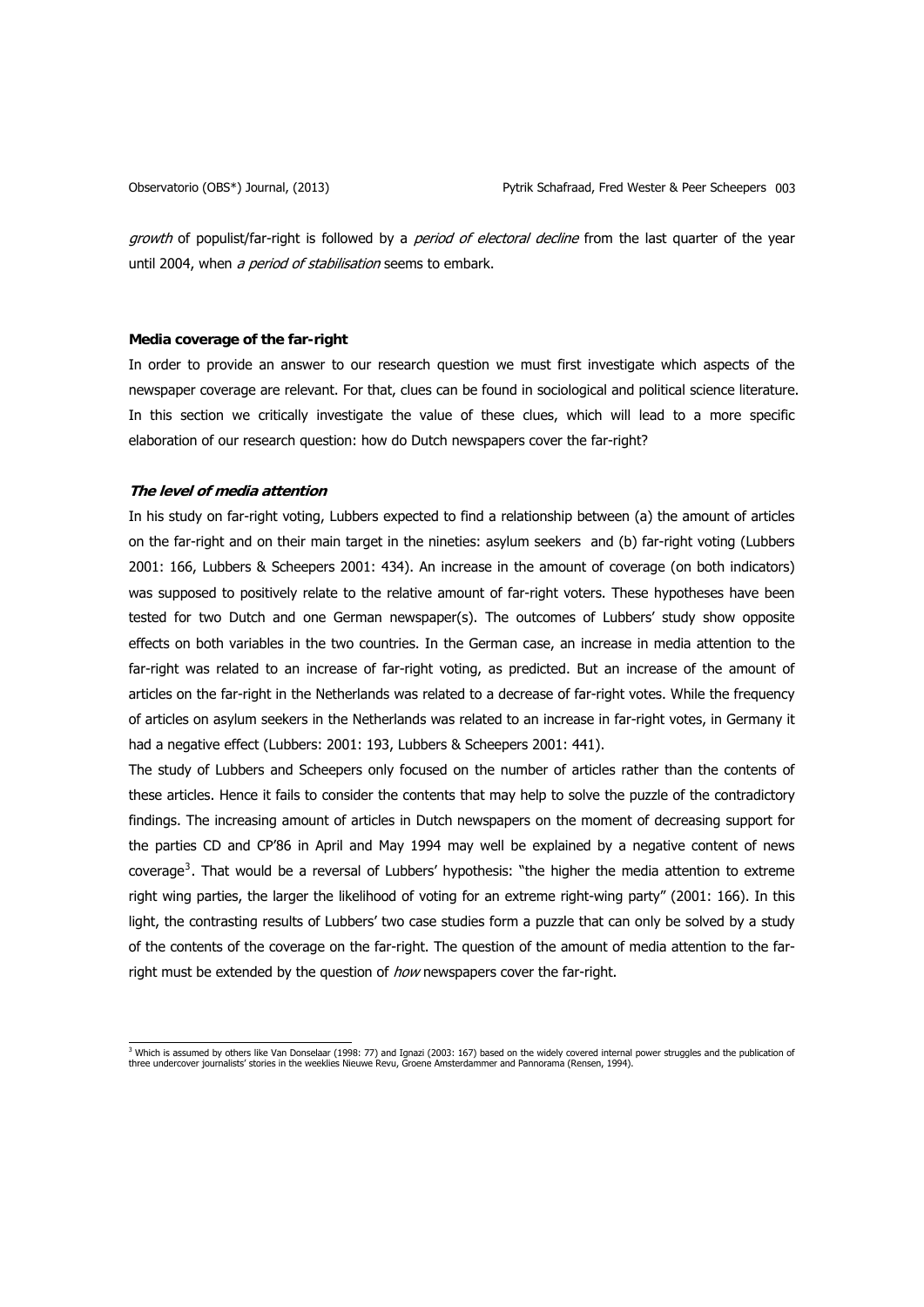*growth* of populist/far-right is followed by a *period of electoral decline* from the last quarter of the year until 2004, when *a period of stabilisation* seems to embark.

### Media coverage of the far-right

In order to provide an answer to our research question we must first investigate which aspects of the newspaper coverage are relevant. For that, clues can be found in sociological and political science literature. In this section we critically investigate the value of these clues, which will lead to a more specific elaboration of our research question: how do Dutch newspapers cover the far-right?

#### *The level of media attention*

In his study on far-right voting, Lubbers expected to find a relationship between (a) the amount of articles on the far-right and on their main target in the nineties: asylum seekers and (b) far-right voting (Lubbers 2001: 166, Lubbers & Scheepers 2001: 434). An increase in the amount of coverage (on both indicators) was supposed to positively relate to the relative amount of far-right voters. These hypotheses have been tested for two Dutch and one German newspaper(s). The outcomes of Lubbers' study show opposite effects on both variables in the two countries. In the German case, an increase in media attention to the far-right was related to an increase of far-right voting, as predicted. But an increase of the amount of articles on the far-right in the Netherlands was related to a decrease of far-right votes. While the frequency of articles on asylum seekers in the Netherlands was related to an increase in far-right votes, in Germany it had a negative effect (Lubbers: 2001: 193, Lubbers & Scheepers 2001: 441).

The study of Lubbers and Scheepers only focused on the number of articles rather than the contents of these articles. Hence it fails to consider the contents that may help to solve the puzzle of the contradictory findings. The increasing amount of articles in Dutch newspapers on the moment of decreasing support for the parties CD and CP'86 in April and May 1994 may well be explained by a negative content of news coverage[3]. That would be a reversal of Lubbers' hypothesis: "the higher the media attention to extreme right wing parties, the larger the likelihood of voting for an extreme right-wing party" (2001: 166). In this light, the contrasting results of Lubbers' two case studies form a puzzle that can only be solved by a study of the contents of the coverage on the far-right. The question of the amount of media attention to the far-right must be extended by the question of *how* newspapers cover the far-right.

[3] Which is assumed by others like Van Donselaar (1998: 77) and Ignazi (2003: 167) based on the widely covered internal power struggles and the publication of three undercover journalists' stories in the weeklies Nieuwe Revu, Groene Amsterdammer and Pannorama (Rensen, 1994).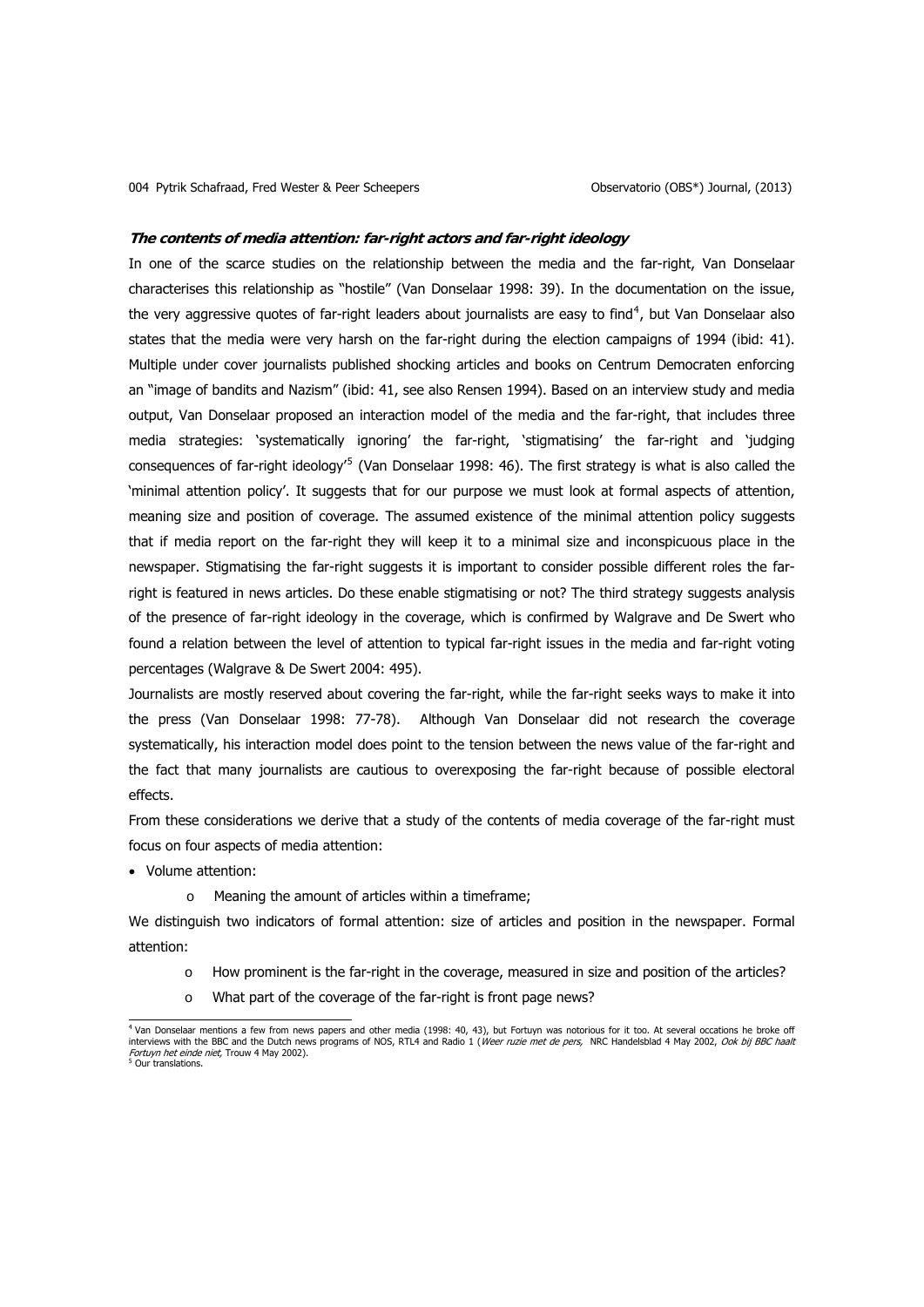### *The contents of media attention: far-right actors and far-right ideology*

In one of the scarce studies on the relationship between the media and the far-right, Van Donselaar characterises this relationship as "hostile" (Van Donselaar 1998: 39). In the documentation on the issue, the very aggressive quotes of far-right leaders about journalists are easy to find[4], but Van Donselaar also states that the media were very harsh on the far-right during the election campaigns of 1994 (ibid: 41). Multiple under cover journalists published shocking articles and books on Centrum Democraten enforcing an "image of bandits and Nazism" (ibid: 41, see also Rensen 1994). Based on an interview study and media output, Van Donselaar proposed an interaction model of the media and the far-right, that includes three media strategies: 'systematically ignoring' the far-right, 'stigmatising' the far-right and 'judging consequences of far-right ideology'[5] (Van Donselaar 1998: 46). The first strategy is what is also called the 'minimal attention policy'. It suggests that for our purpose we must look at formal aspects of attention, meaning size and position of coverage. The assumed existence of the minimal attention policy suggests that if media report on the far-right they will keep it to a minimal size and inconspicuous place in the newspaper. Stigmatising the far-right suggests it is important to consider possible different roles the far-right is featured in news articles. Do these enable stigmatising or not? The third strategy suggests analysis of the presence of far-right ideology in the coverage, which is confirmed by Walgrave and De Swert who found a relation between the level of attention to typical far-right issues in the media and far-right voting percentages (Walgrave & De Swert 2004: 495).

Journalists are mostly reserved about covering the far-right, while the far-right seeks ways to make it into the press (Van Donselaar 1998: 77-78). Although Van Donselaar did not research the coverage systematically, his interaction model does point to the tension between the news value of the far-right and the fact that many journalists are cautious to overexposing the far-right because of possible electoral effects.

From these considerations we derive that a study of the contents of media coverage of the far-right must focus on four aspects of media attention:

- Volume attention:
  - Meaning the amount of articles within a timeframe;

We distinguish two indicators of formal attention: size of articles and position in the newspaper. Formal attention:

  - How prominent is the far-right in the coverage, measured in size and position of the articles?
  - What part of the coverage of the far-right is front page news?

---

[4] Van Donselaar mentions a few from news papers and other media (1998: 40, 43), but Fortuyn was notorious for it too. At several occations he broke off interviews with the BBC and the Dutch news programs of NOS, RTL4 and Radio 1 (*Weer ruzie met de pers,* NRC Handelsblad 4 May 2002, *Ook bij BBC haalt Fortuyn het einde niet,* Trouw 4 May 2002).

[5] Our translations.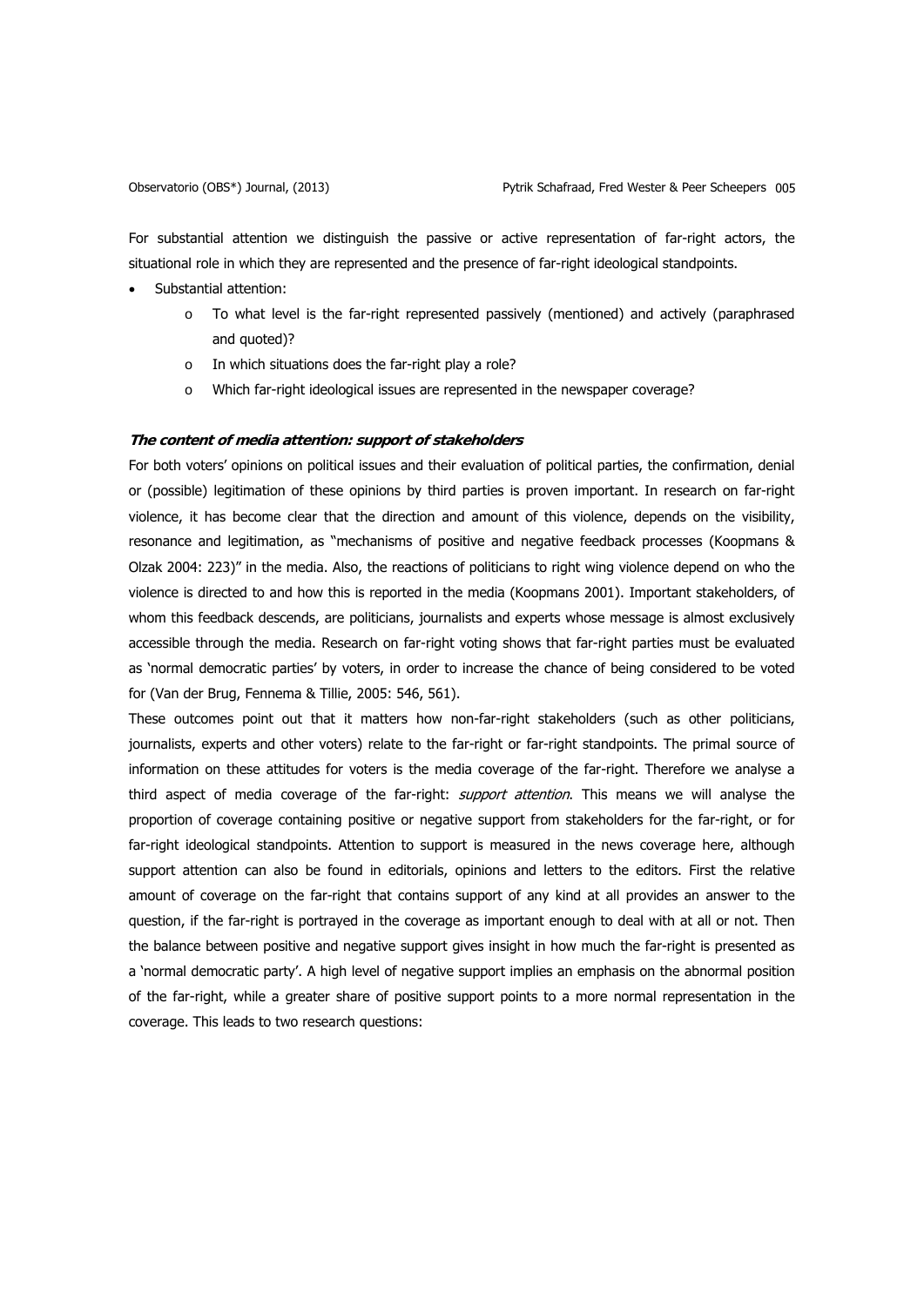For substantial attention we distinguish the passive or active representation of far-right actors, the situational role in which they are represented and the presence of far-right ideological standpoints.

- Substantial attention:
    - To what level is the far-right represented passively (mentioned) and actively (paraphrased and quoted)?
    - In which situations does the far-right play a role?
    - Which far-right ideological issues are represented in the newspaper coverage?

### ***The content of media attention: support of stakeholders***

For both voters' opinions on political issues and their evaluation of political parties, the confirmation, denial or (possible) legitimation of these opinions by third parties is proven important. In research on far-right violence, it has become clear that the direction and amount of this violence, depends on the visibility, resonance and legitimation, as "mechanisms of positive and negative feedback processes (Koopmans & Olzak 2004: 223)" in the media. Also, the reactions of politicians to right wing violence depend on who the violence is directed to and how this is reported in the media (Koopmans 2001). Important stakeholders, of whom this feedback descends, are politicians, journalists and experts whose message is almost exclusively accessible through the media. Research on far-right voting shows that far-right parties must be evaluated as 'normal democratic parties' by voters, in order to increase the chance of being considered to be voted for (Van der Brug, Fennema & Tillie, 2005: 546, 561).

These outcomes point out that it matters how non-far-right stakeholders (such as other politicians, journalists, experts and other voters) relate to the far-right or far-right standpoints. The primal source of information on these attitudes for voters is the media coverage of the far-right. Therefore we analyse a third aspect of media coverage of the far-right: *support attention*. This means we will analyse the proportion of coverage containing positive or negative support from stakeholders for the far-right, or for far-right ideological standpoints. Attention to support is measured in the news coverage here, although support attention can also be found in editorials, opinions and letters to the editors. First the relative amount of coverage on the far-right that contains support of any kind at all provides an answer to the question, if the far-right is portrayed in the coverage as important enough to deal with at all or not. Then the balance between positive and negative support gives insight in how much the far-right is presented as a 'normal democratic party'. A high level of negative support implies an emphasis on the abnormal position of the far-right, while a greater share of positive support points to a more normal representation in the coverage. This leads to two research questions: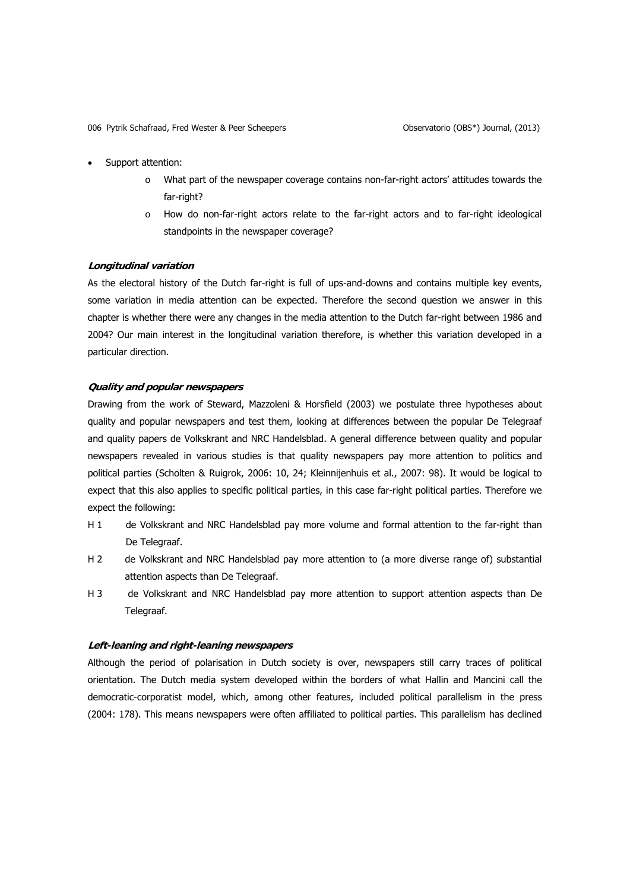- Support attention:
    - What part of the newspaper coverage contains non-far-right actors' attitudes towards the far-right?
    - How do non-far-right actors relate to the far-right actors and to far-right ideological standpoints in the newspaper coverage?

***Longitudinal variation***

As the electoral history of the Dutch far-right is full of ups-and-downs and contains multiple key events, some variation in media attention can be expected. Therefore the second question we answer in this chapter is whether there were any changes in the media attention to the Dutch far-right between 1986 and 2004? Our main interest in the longitudinal variation therefore, is whether this variation developed in a particular direction.

***Quality and popular newspapers***

Drawing from the work of Steward, Mazzoleni & Horsfield (2003) we postulate three hypotheses about quality and popular newspapers and test them, looking at differences between the popular De Telegraaf and quality papers de Volkskrant and NRC Handelsblad. A general difference between quality and popular newspapers revealed in various studies is that quality newspapers pay more attention to politics and political parties (Scholten & Ruigrok, 2006: 10, 24; Kleinnijenhuis et al., 2007: 98). It would be logical to expect that this also applies to specific political parties, in this case far-right political parties. Therefore we expect the following:

H 1 de Volkskrant and NRC Handelsblad pay more volume and formal attention to the far-right than De Telegraaf.

H 2 de Volkskrant and NRC Handelsblad pay more attention to (a more diverse range of) substantial attention aspects than De Telegraaf.

H 3 de Volkskrant and NRC Handelsblad pay more attention to support attention aspects than De Telegraaf.

***Left-leaning and right-leaning newspapers***

Although the period of polarisation in Dutch society is over, newspapers still carry traces of political orientation. The Dutch media system developed within the borders of what Hallin and Mancini call the democratic-corporatist model, which, among other features, included political parallelism in the press (2004: 178). This means newspapers were often affiliated to political parties. This parallelism has declined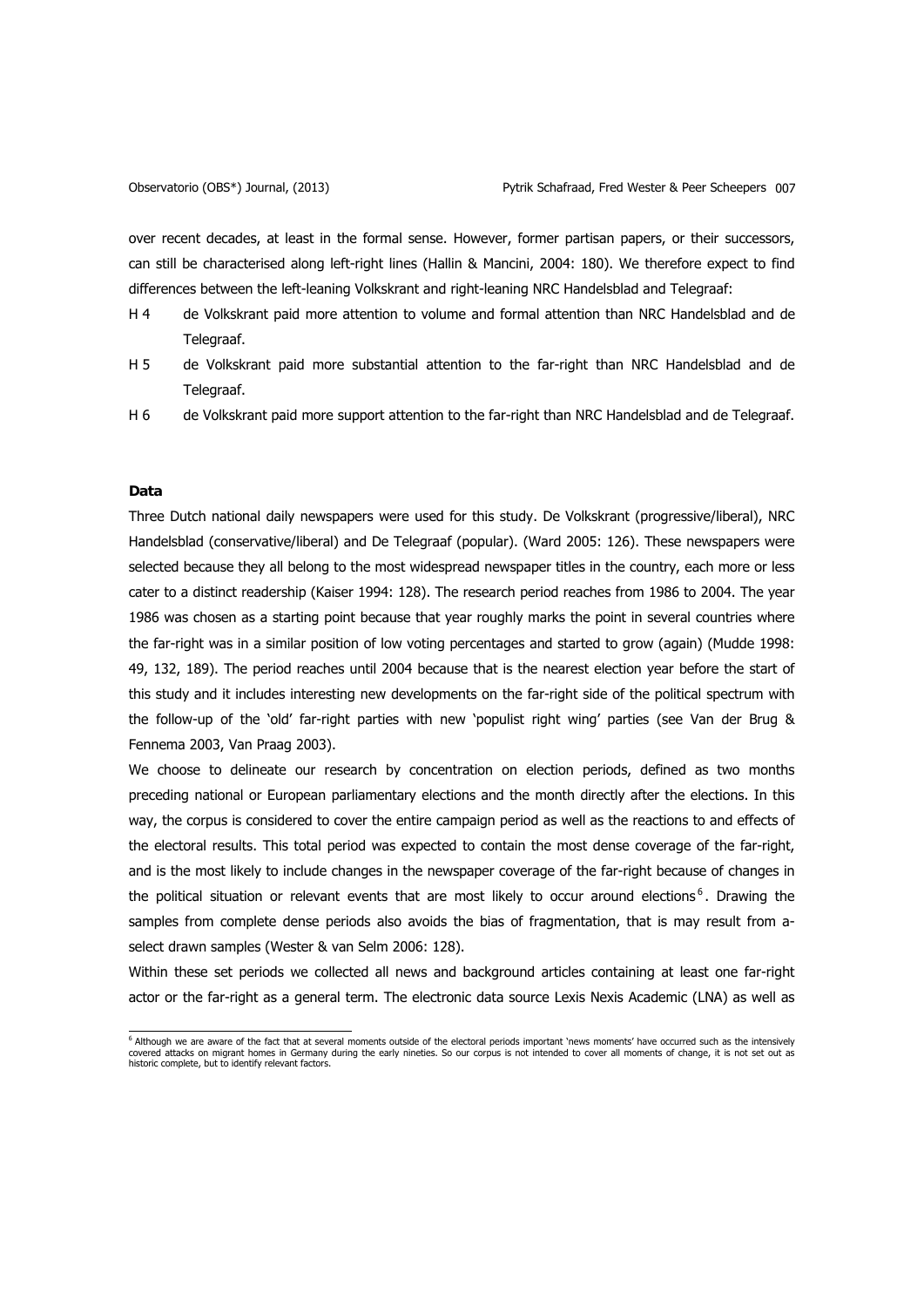over recent decades, at least in the formal sense. However, former partisan papers, or their successors, can still be characterised along left-right lines (Hallin & Mancini, 2004: 180). We therefore expect to find differences between the left-leaning Volkskrant and right-leaning NRC Handelsblad and Telegraaf:

- H 4 de Volkskrant paid more attention to volume and formal attention than NRC Handelsblad and de Telegraaf.
- H 5 de Volkskrant paid more substantial attention to the far-right than NRC Handelsblad and de Telegraaf.
- H 6 de Volkskrant paid more support attention to the far-right than NRC Handelsblad and de Telegraaf.

**Data**

Three Dutch national daily newspapers were used for this study. De Volkskrant (progressive/liberal), NRC Handelsblad (conservative/liberal) and De Telegraaf (popular). (Ward 2005: 126). These newspapers were selected because they all belong to the most widespread newspaper titles in the country, each more or less cater to a distinct readership (Kaiser 1994: 128). The research period reaches from 1986 to 2004. The year 1986 was chosen as a starting point because that year roughly marks the point in several countries where the far-right was in a similar position of low voting percentages and started to grow (again) (Mudde 1998: 49, 132, 189). The period reaches until 2004 because that is the nearest election year before the start of this study and it includes interesting new developments on the far-right side of the political spectrum with the follow-up of the 'old' far-right parties with new 'populist right wing' parties (see Van der Brug & Fennema 2003, Van Praag 2003).

We choose to delineate our research by concentration on election periods, defined as two months preceding national or European parliamentary elections and the month directly after the elections. In this way, the corpus is considered to cover the entire campaign period as well as the reactions to and effects of the electoral results. This total period was expected to contain the most dense coverage of the far-right, and is the most likely to include changes in the newspaper coverage of the far-right because of changes in the political situation or relevant events that are most likely to occur around elections[6]. Drawing the samples from complete dense periods also avoids the bias of fragmentation, that is may result from a-select drawn samples (Wester & van Selm 2006: 128).

Within these set periods we collected all news and background articles containing at least one far-right actor or the far-right as a general term. The electronic data source Lexis Nexis Academic (LNA) as well as

[6] Although we are aware of the fact that at several moments outside of the electoral periods important 'news moments' have occurred such as the intensively covered attacks on migrant homes in Germany during the early nineties. So our corpus is not intended to cover all moments of change, it is not set out as historic complete, but to identify relevant factors.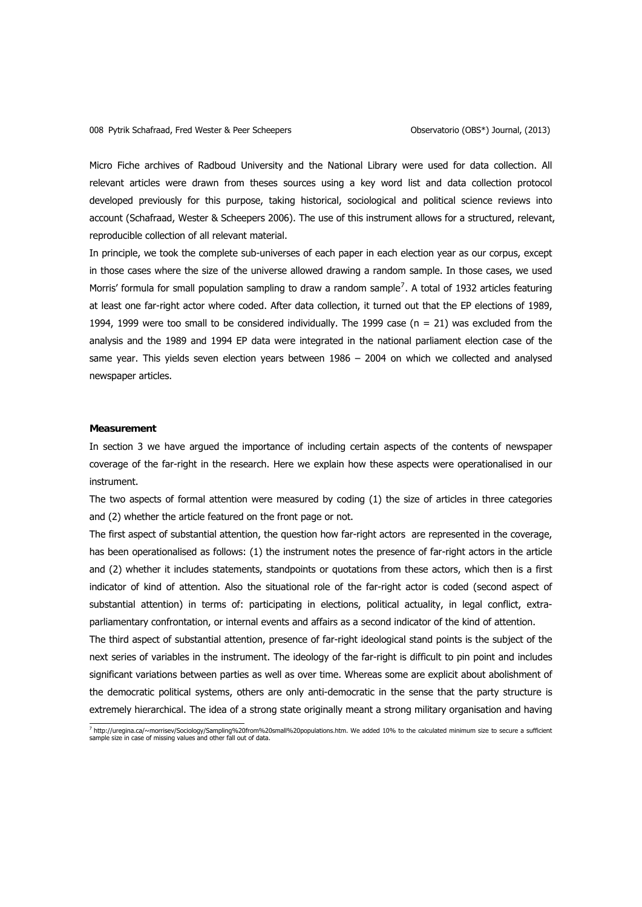Micro Fiche archives of Radboud University and the National Library were used for data collection. All relevant articles were drawn from theses sources using a key word list and data collection protocol developed previously for this purpose, taking historical, sociological and political science reviews into account (Schafraad, Wester & Scheepers 2006). The use of this instrument allows for a structured, relevant, reproducible collection of all relevant material.

In principle, we took the complete sub-universes of each paper in each election year as our corpus, except in those cases where the size of the universe allowed drawing a random sample. In those cases, we used Morris' formula for small population sampling to draw a random sample[7]. A total of 1932 articles featuring at least one far-right actor where coded. After data collection, it turned out that the EP elections of 1989, 1994, 1999 were too small to be considered individually. The 1999 case (n = 21) was excluded from the analysis and the 1989 and 1994 EP data were integrated in the national parliament election case of the same year. This yields seven election years between 1986 – 2004 on which we collected and analysed newspaper articles.

**Measurement**

In section 3 we have argued the importance of including certain aspects of the contents of newspaper coverage of the far-right in the research. Here we explain how these aspects were operationalised in our instrument.

The two aspects of formal attention were measured by coding (1) the size of articles in three categories and (2) whether the article featured on the front page or not.

The first aspect of substantial attention, the question how far-right actors are represented in the coverage, has been operationalised as follows: (1) the instrument notes the presence of far-right actors in the article and (2) whether it includes statements, standpoints or quotations from these actors, which then is a first indicator of kind of attention. Also the situational role of the far-right actor is coded (second aspect of substantial attention) in terms of: participating in elections, political actuality, in legal conflict, extra-parliamentary confrontation, or internal events and affairs as a second indicator of the kind of attention.

The third aspect of substantial attention, presence of far-right ideological stand points is the subject of the next series of variables in the instrument. The ideology of the far-right is difficult to pin point and includes significant variations between parties as well as over time. Whereas some are explicit about abolishment of the democratic political systems, others are only anti-democratic in the sense that the party structure is extremely hierarchical. The idea of a strong state originally meant a strong military organisation and having

[7] http://uregina.ca/~morrisev/Sociology/Sampling%20from%20small%20populations.htm. We added 10% to the calculated minimum size to secure a sufficient sample size in case of missing values and other fall out of data.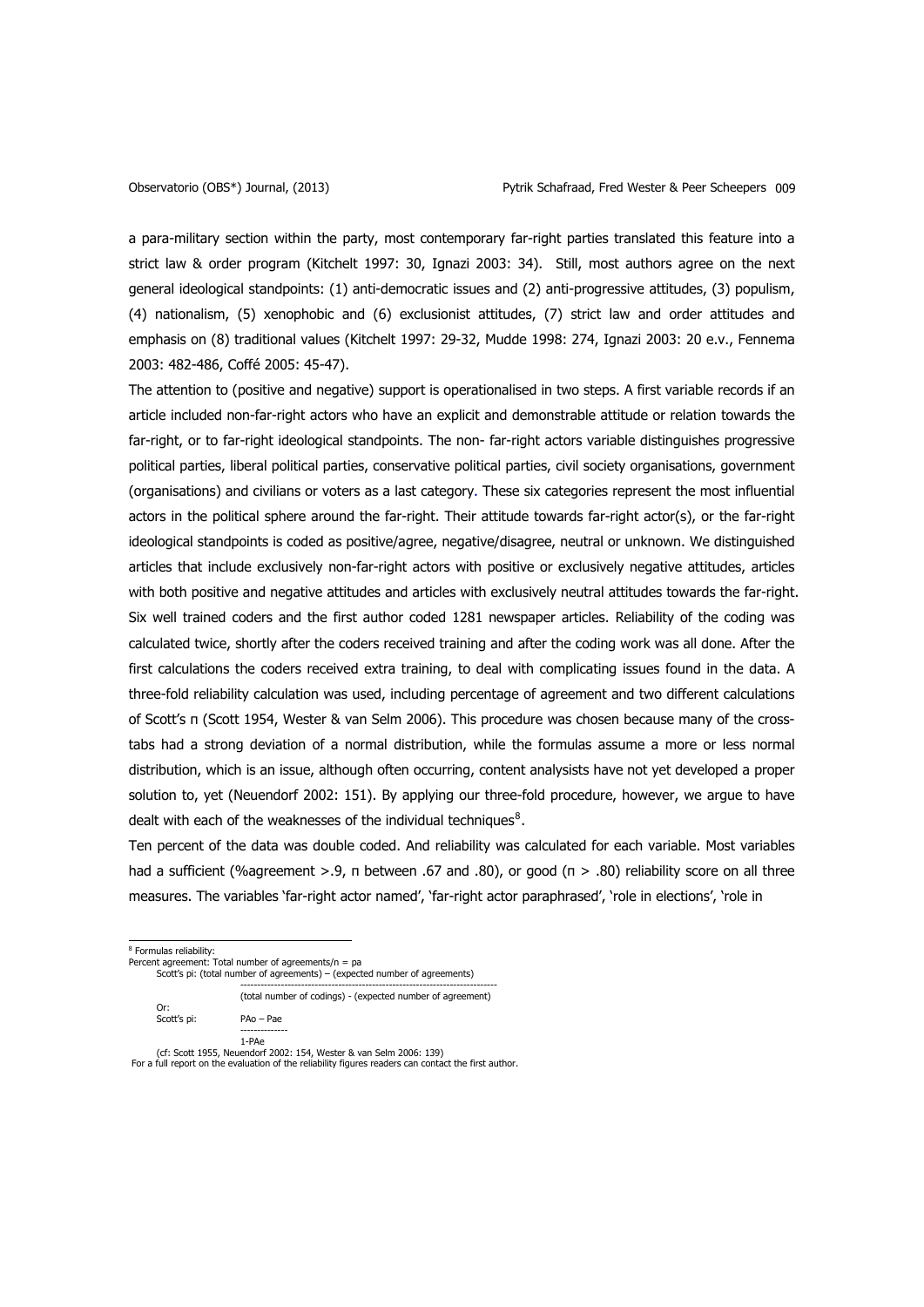a para-military section within the party, most contemporary far-right parties translated this feature into a strict law & order program (Kitchelt 1997: 30, Ignazi 2003: 34). Still, most authors agree on the next general ideological standpoints: (1) anti-democratic issues and (2) anti-progressive attitudes, (3) populism, (4) nationalism, (5) xenophobic and (6) exclusionist attitudes, (7) strict law and order attitudes and emphasis on (8) traditional values (Kitchelt 1997: 29-32, Mudde 1998: 274, Ignazi 2003: 20 e.v., Fennema 2003: 482-486, Coffé 2005: 45-47).

The attention to (positive and negative) support is operationalised in two steps. A first variable records if an article included non-far-right actors who have an explicit and demonstrable attitude or relation towards the far-right, or to far-right ideological standpoints. The non- far-right actors variable distinguishes progressive political parties, liberal political parties, conservative political parties, civil society organisations, government (organisations) and civilians or voters as a last category. These six categories represent the most influential actors in the political sphere around the far-right. Their attitude towards far-right actor(s), or the far-right ideological standpoints is coded as positive/agree, negative/disagree, neutral or unknown. We distinguished articles that include exclusively non-far-right actors with positive or exclusively negative attitudes, articles with both positive and negative attitudes and articles with exclusively neutral attitudes towards the far-right. Six well trained coders and the first author coded 1281 newspaper articles. Reliability of the coding was calculated twice, shortly after the coders received training and after the coding work was all done. After the first calculations the coders received extra training, to deal with complicating issues found in the data. A three-fold reliability calculation was used, including percentage of agreement and two different calculations of Scott's π (Scott 1954, Wester & van Selm 2006). This procedure was chosen because many of the cross-tabs had a strong deviation of a normal distribution, while the formulas assume a more or less normal distribution, which is an issue, although often occurring, content analysists have not yet developed a proper solution to, yet (Neuendorf 2002: 151). By applying our three-fold procedure, however, we argue to have dealt with each of the weaknesses of the individual techniques[8].

Ten percent of the data was double coded. And reliability was calculated for each variable. Most variables had a sufficient (%agreement >.9, π between .67 and .80), or good (π > .80) reliability score on all three measures. The variables 'far-right actor named', 'far-right actor paraphrased', 'role in elections', 'role in

---

[8] Formulas reliability:

Percent agreement: Total number of agreements/n = pa

Scott's pi: 
$$\frac{\text{(total number of agreements)} - \text{(expected number of agreements)}}{\text{(total number of codings)} - \text{(expected number of agreement)}}$$

Or:

Scott's pi: 
$$\frac{PAo - Pae}{1 - PAe}$$

(cf: Scott 1955, Neuendorf 2002: 154, Wester & van Selm 2006: 139)

For a full report on the evaluation of the reliability figures readers can contact the first author.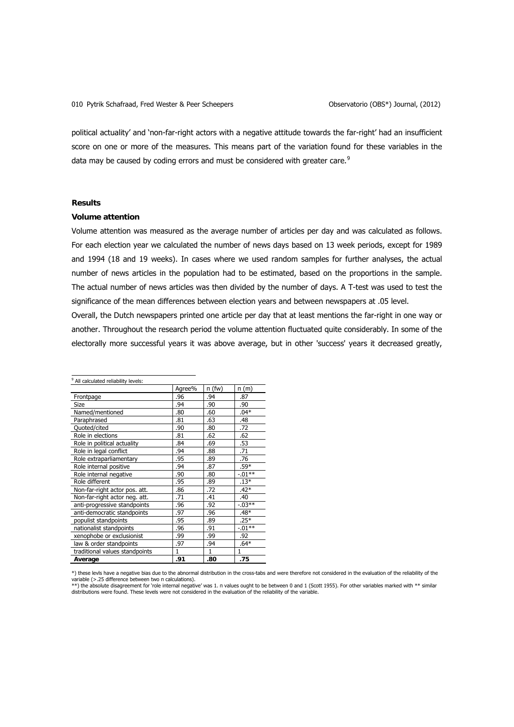political actuality' and 'non-far-right actors with a negative attitude towards the far-right' had an insufficient score on one or more of the measures. This means part of the variation found for these variables in the data may be caused by coding errors and must be considered with greater care.[9]

## Results

### Volume attention

Volume attention was measured as the average number of articles per day and was calculated as follows. For each election year we calculated the number of news days based on 13 week periods, except for 1989 and 1994 (18 and 19 weeks). In cases where we used random samples for further analyses, the actual number of news articles in the population had to be estimated, based on the proportions in the sample. The actual number of news articles was then divided by the number of days. A T-test was used to test the significance of the mean differences between election years and between newspapers at .05 level.

Overall, the Dutch newspapers printed one article per day that at least mentions the far-right in one way or another. Throughout the research period the volume attention fluctuated quite considerably. In some of the electorally more successful years it was above average, but in other 'success' years it decreased greatly,

---

[9] All calculated reliability levels:

| | Agree% | π (fw) | π (m) |
|---|---|---|---|
| Frontpage | .96 | .94 | .87 |
| Size | .94 | .90 | .90 |
| Named/mentioned | .80 | .60 | .04* |
| Paraphrased | .81 | .63 | .48 |
| Quoted/cited | .90 | .80 | .72 |
| Role in elections | .81 | .62 | .62 |
| Role in political actuality | .84 | .69 | .53 |
| Role in legal conflict | .94 | .88 | .71 |
| Role extraparliamentary | .95 | .89 | .76 |
| Role internal positive | .94 | .87 | .59* |
| Role internal negative | .90 | .80 | -.01** |
| Role different | .95 | .89 | .13* |
| Non-far-right actor pos. att. | .86 | .72 | .42* |
| Non-far-right actor neg. att. | .71 | .41 | .40 |
| anti-progressive standpoints | .96 | .92 | -.03** |
| anti-democratic standpoints | .97 | .96 | .48* |
| populist standpoints | .95 | .89 | .25* |
| nationalist standpoints | .96 | .91 | -.01** |
| xenophobe or exclusionist | .99 | .99 | .92 |
| law & order standpoints | .97 | .94 | .64* |
| traditional values standpoints | 1 | 1 | 1 |
| **Average** | **.91** | **.80** | **.75** |

*) these levls have a negative bias due to the abnormal distribution in the cross-tabs and were therefore not considered in the evaluation of the reliability of the variable (>.25 difference between two π calculations).

**) the absolute disagreement for 'role internal negative' was 1. π values ought to be between 0 and 1 (Scott 1955). For other variables marked with ** similar distributions were found. These levels were not considered in the evaluation of the reliability of the variable.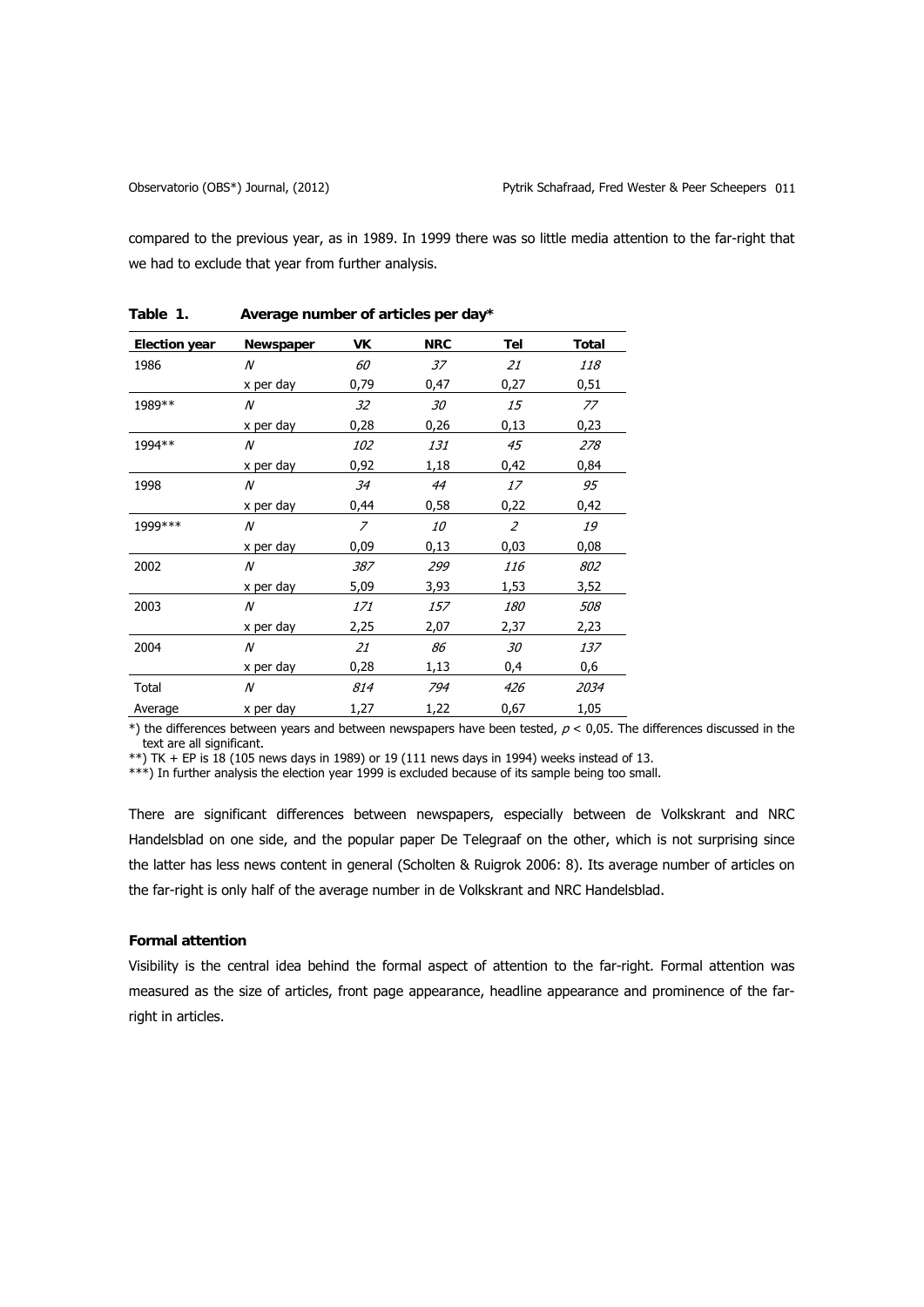compared to the previous year, as in 1989. In 1999 there was so little media attention to the far-right that we had to exclude that year from further analysis.

**Table 1. Average number of articles per day***

| Election year | Newspaper | VK | NRC | Tel | Total |
|---|---|---|---|---|---|
| 1986 | *N* | *60* | *37* | *21* | *118* |
| | x per day | 0,79 | 0,47 | 0,27 | 0,51 |
| 1989** | *N* | *32* | *30* | *15* | *77* |
| | x per day | 0,28 | 0,26 | 0,13 | 0,23 |
| 1994** | *N* | *102* | *131* | *45* | *278* |
| | x per day | 0,92 | 1,18 | 0,42 | 0,84 |
| 1998 | *N* | *34* | *44* | *17* | *95* |
| | x per day | 0,44 | 0,58 | 0,22 | 0,42 |
| 1999*** | *N* | *7* | *10* | *2* | *19* |
| | x per day | 0,09 | 0,13 | 0,03 | 0,08 |
| 2002 | *N* | *387* | *299* | *116* | *802* |
| | x per day | 5,09 | 3,93 | 1,53 | 3,52 |
| 2003 | *N* | *171* | *157* | *180* | *508* |
| | x per day | 2,25 | 2,07 | 2,37 | 2,23 |
| 2004 | *N* | *21* | *86* | *30* | *137* |
| | x per day | 0,28 | 1,13 | 0,4 | 0,6 |
| Total | *N* | *814* | *794* | *426* | *2034* |
| Average | x per day | 1,27 | 1,22 | 0,67 | 1,05 |

*) the differences between years and between newspapers have been tested, $p < 0{,}05$. The differences discussed in the text are all significant.

**) TK + EP is 18 (105 news days in 1989) or 19 (111 news days in 1994) weeks instead of 13.

***) In further analysis the election year 1999 is excluded because of its sample being too small.

There are significant differences between newspapers, especially between de Volkskrant and NRC Handelsblad on one side, and the popular paper De Telegraaf on the other, which is not surprising since the latter has less news content in general (Scholten & Ruigrok 2006: 8). Its average number of articles on the far-right is only half of the average number in de Volkskrant and NRC Handelsblad.

### Formal attention

Visibility is the central idea behind the formal aspect of attention to the far-right. Formal attention was measured as the size of articles, front page appearance, headline appearance and prominence of the far-right in articles.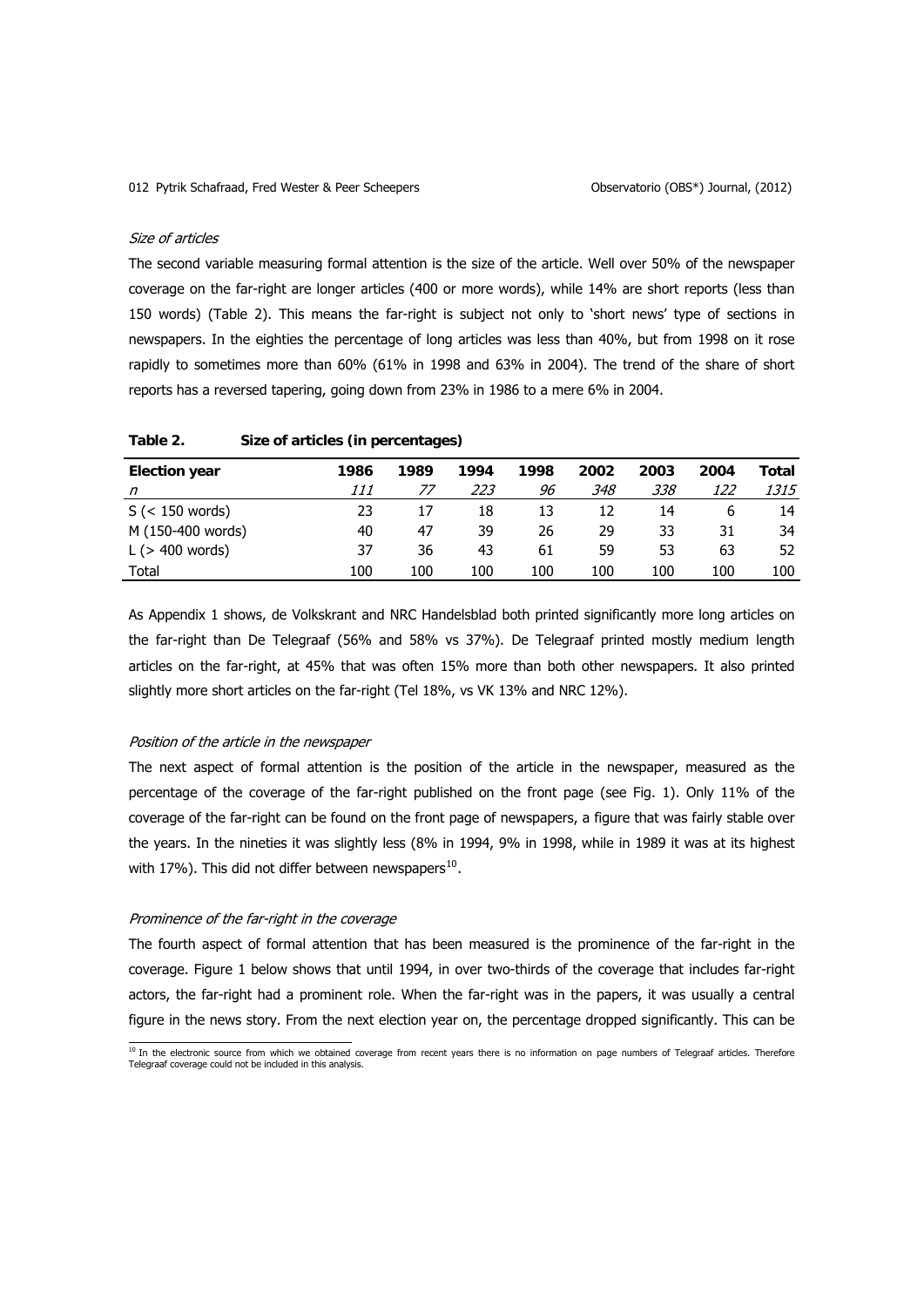*Size of articles*

The second variable measuring formal attention is the size of the article. Well over 50% of the newspaper coverage on the far-right are longer articles (400 or more words), while 14% are short reports (less than 150 words) (Table 2). This means the far-right is subject not only to 'short news' type of sections in newspapers. In the eighties the percentage of long articles was less than 40%, but from 1998 on it rose rapidly to sometimes more than 60% (61% in 1998 and 63% in 2004). The trend of the share of short reports has a reversed tapering, going down from 23% in 1986 to a mere 6% in 2004.

**Table 2. Size of articles (in percentages)**

| Election year | 1986 | 1989 | 1994 | 1998 | 2002 | 2003 | 2004 | Total |
|---|---|---|---|---|---|---|---|---|
| *n* | *111* | *77* | *223* | *96* | *348* | *338* | *122* | *1315* |
| S (< 150 words) | 23 | 17 | 18 | 13 | 12 | 14 | 6 | 14 |
| M (150-400 words) | 40 | 47 | 39 | 26 | 29 | 33 | 31 | 34 |
| L (> 400 words) | 37 | 36 | 43 | 61 | 59 | 53 | 63 | 52 |
| Total | 100 | 100 | 100 | 100 | 100 | 100 | 100 | 100 |

As Appendix 1 shows, de Volkskrant and NRC Handelsblad both printed significantly more long articles on the far-right than De Telegraaf (56% and 58% vs 37%). De Telegraaf printed mostly medium length articles on the far-right, at 45% that was often 15% more than both other newspapers. It also printed slightly more short articles on the far-right (Tel 18%, vs VK 13% and NRC 12%).

*Position of the article in the newspaper*

The next aspect of formal attention is the position of the article in the newspaper, measured as the percentage of the coverage of the far-right published on the front page (see Fig. 1). Only 11% of the coverage of the far-right can be found on the front page of newspapers, a figure that was fairly stable over the years. In the nineties it was slightly less (8% in 1994, 9% in 1998, while in 1989 it was at its highest with 17%). This did not differ between newspapers[10].

*Prominence of the far-right in the coverage*

The fourth aspect of formal attention that has been measured is the prominence of the far-right in the coverage. Figure 1 below shows that until 1994, in over two-thirds of the coverage that includes far-right actors, the far-right had a prominent role. When the far-right was in the papers, it was usually a central figure in the news story. From the next election year on, the percentage dropped significantly. This can be

[10] In the electronic source from which we obtained coverage from recent years there is no information on page numbers of Telegraaf articles. Therefore Telegraaf coverage could not be included in this analysis.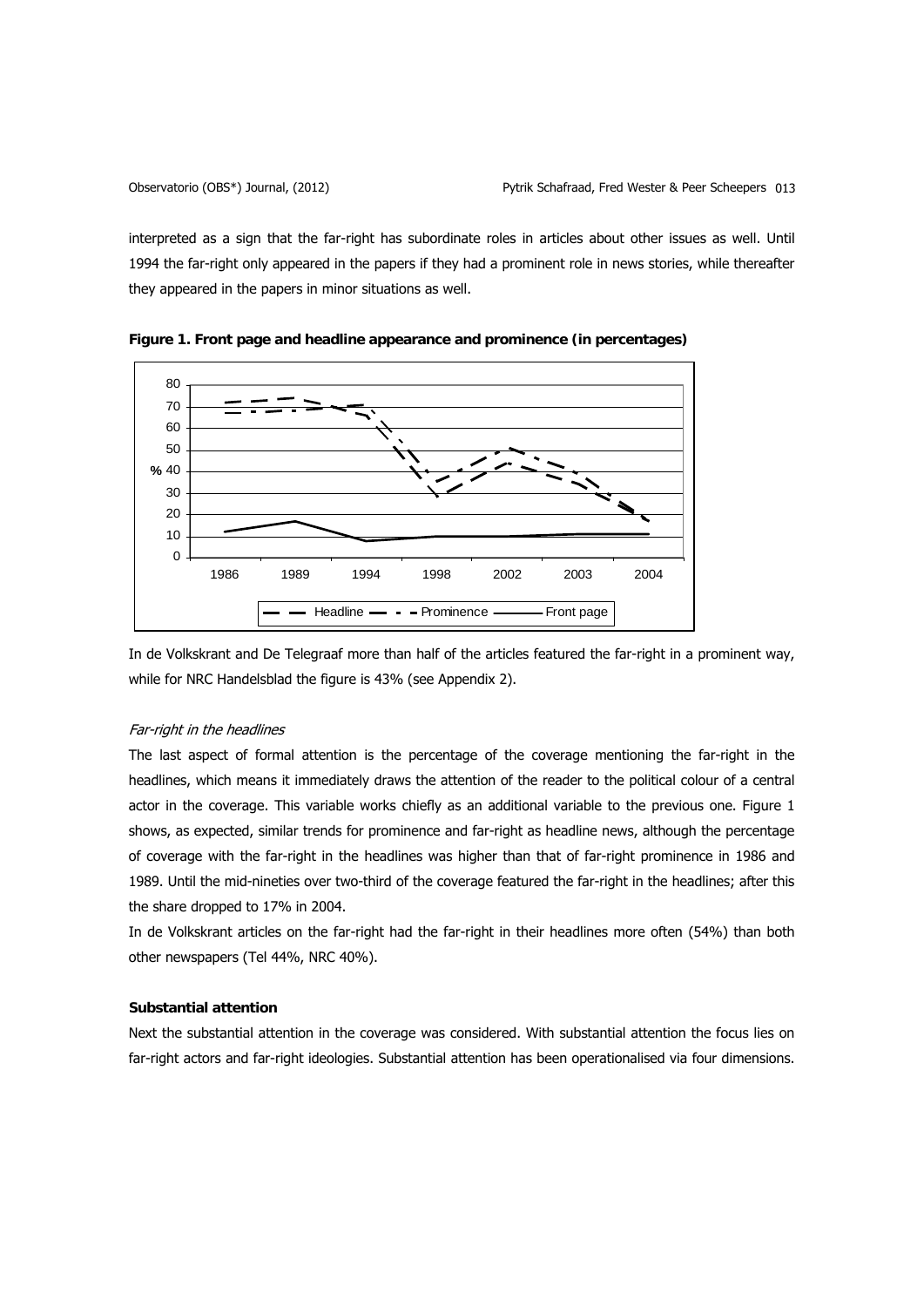interpreted as a sign that the far-right has subordinate roles in articles about other issues as well. Until 1994 the far-right only appeared in the papers if they had a prominent role in news stories, while thereafter they appeared in the papers in minor situations as well.

**Figure 1. Front page and headline appearance and prominence (in percentages)**

In de Volkskrant and De Telegraaf more than half of the articles featured the far-right in a prominent way, while for NRC Handelsblad the figure is 43% (see Appendix 2).

*Far-right in the headlines*

The last aspect of formal attention is the percentage of the coverage mentioning the far-right in the headlines, which means it immediately draws the attention of the reader to the political colour of a central actor in the coverage. This variable works chiefly as an additional variable to the previous one. Figure 1 shows, as expected, similar trends for prominence and far-right as headline news, although the percentage of coverage with the far-right in the headlines was higher than that of far-right prominence in 1986 and 1989. Until the mid-nineties over two-third of the coverage featured the far-right in the headlines; after this the share dropped to 17% in 2004.

In de Volkskrant articles on the far-right had the far-right in their headlines more often (54%) than both other newspapers (Tel 44%, NRC 40%).

**Substantial attention**

Next the substantial attention in the coverage was considered. With substantial attention the focus lies on far-right actors and far-right ideologies. Substantial attention has been operationalised via four dimensions.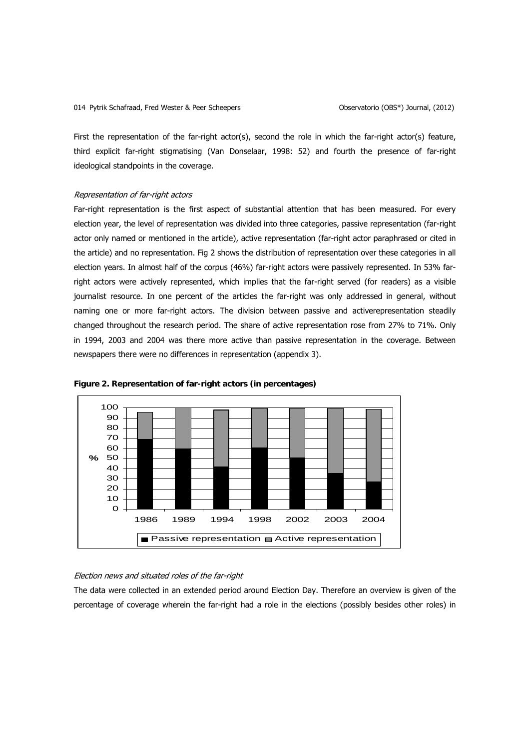First the representation of the far-right actor(s), second the role in which the far-right actor(s) feature, third explicit far-right stigmatising (Van Donselaar, 1998: 52) and fourth the presence of far-right ideological standpoints in the coverage.

*Representation of far-right actors*

Far-right representation is the first aspect of substantial attention that has been measured. For every election year, the level of representation was divided into three categories, passive representation (far-right actor only named or mentioned in the article), active representation (far-right actor paraphrased or cited in the article) and no representation. Fig 2 shows the distribution of representation over these categories in all election years. In almost half of the corpus (46%) far-right actors were passively represented. In 53% far-right actors were actively represented, which implies that the far-right served (for readers) as a visible journalist resource. In one percent of the articles the far-right was only addressed in general, without naming one or more far-right actors. The division between passive and activerepresentation steadily changed throughout the research period. The share of active representation rose from 27% to 71%. Only in 1994, 2003 and 2004 was there more active than passive representation in the coverage. Between newspapers there were no differences in representation (appendix 3).

**Figure 2. Representation of far-right actors (in percentages)**

*Election news and situated roles of the far-right*

The data were collected in an extended period around Election Day. Therefore an overview is given of the percentage of coverage wherein the far-right had a role in the elections (possibly besides other roles) in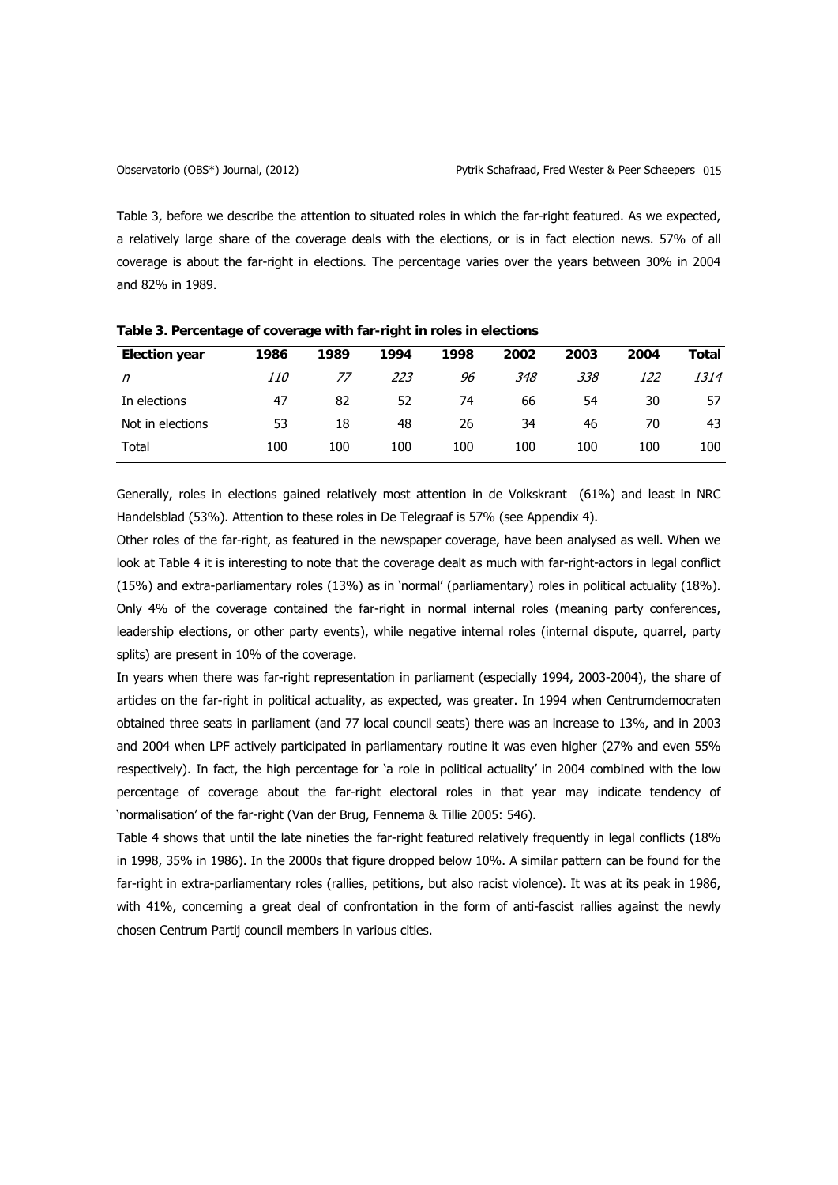Table 3, before we describe the attention to situated roles in which the far-right featured. As we expected, a relatively large share of the coverage deals with the elections, or is in fact election news. 57% of all coverage is about the far-right in elections. The percentage varies over the years between 30% in 2004 and 82% in 1989.

**Table 3. Percentage of coverage with far-right in roles in elections**

| Election year | 1986 | 1989 | 1994 | 1998 | 2002 | 2003 | 2004 | Total |
|---|---|---|---|---|---|---|---|---|
| *n* | *110* | *77* | *223* | *96* | *348* | *338* | *122* | *1314* |
| In elections | 47 | 82 | 52 | 74 | 66 | 54 | 30 | 57 |
| Not in elections | 53 | 18 | 48 | 26 | 34 | 46 | 70 | 43 |
| Total | 100 | 100 | 100 | 100 | 100 | 100 | 100 | 100 |

Generally, roles in elections gained relatively most attention in de Volkskrant (61%) and least in NRC Handelsblad (53%). Attention to these roles in De Telegraaf is 57% (see Appendix 4).

Other roles of the far-right, as featured in the newspaper coverage, have been analysed as well. When we look at Table 4 it is interesting to note that the coverage dealt as much with far-right-actors in legal conflict (15%) and extra-parliamentary roles (13%) as in 'normal' (parliamentary) roles in political actuality (18%). Only 4% of the coverage contained the far-right in normal internal roles (meaning party conferences, leadership elections, or other party events), while negative internal roles (internal dispute, quarrel, party splits) are present in 10% of the coverage.

In years when there was far-right representation in parliament (especially 1994, 2003-2004), the share of articles on the far-right in political actuality, as expected, was greater. In 1994 when Centrumdemocraten obtained three seats in parliament (and 77 local council seats) there was an increase to 13%, and in 2003 and 2004 when LPF actively participated in parliamentary routine it was even higher (27% and even 55% respectively). In fact, the high percentage for 'a role in political actuality' in 2004 combined with the low percentage of coverage about the far-right electoral roles in that year may indicate tendency of 'normalisation' of the far-right (Van der Brug, Fennema & Tillie 2005: 546).

Table 4 shows that until the late nineties the far-right featured relatively frequently in legal conflicts (18% in 1998, 35% in 1986). In the 2000s that figure dropped below 10%. A similar pattern can be found for the far-right in extra-parliamentary roles (rallies, petitions, but also racist violence). It was at its peak in 1986, with 41%, concerning a great deal of confrontation in the form of anti-fascist rallies against the newly chosen Centrum Partij council members in various cities.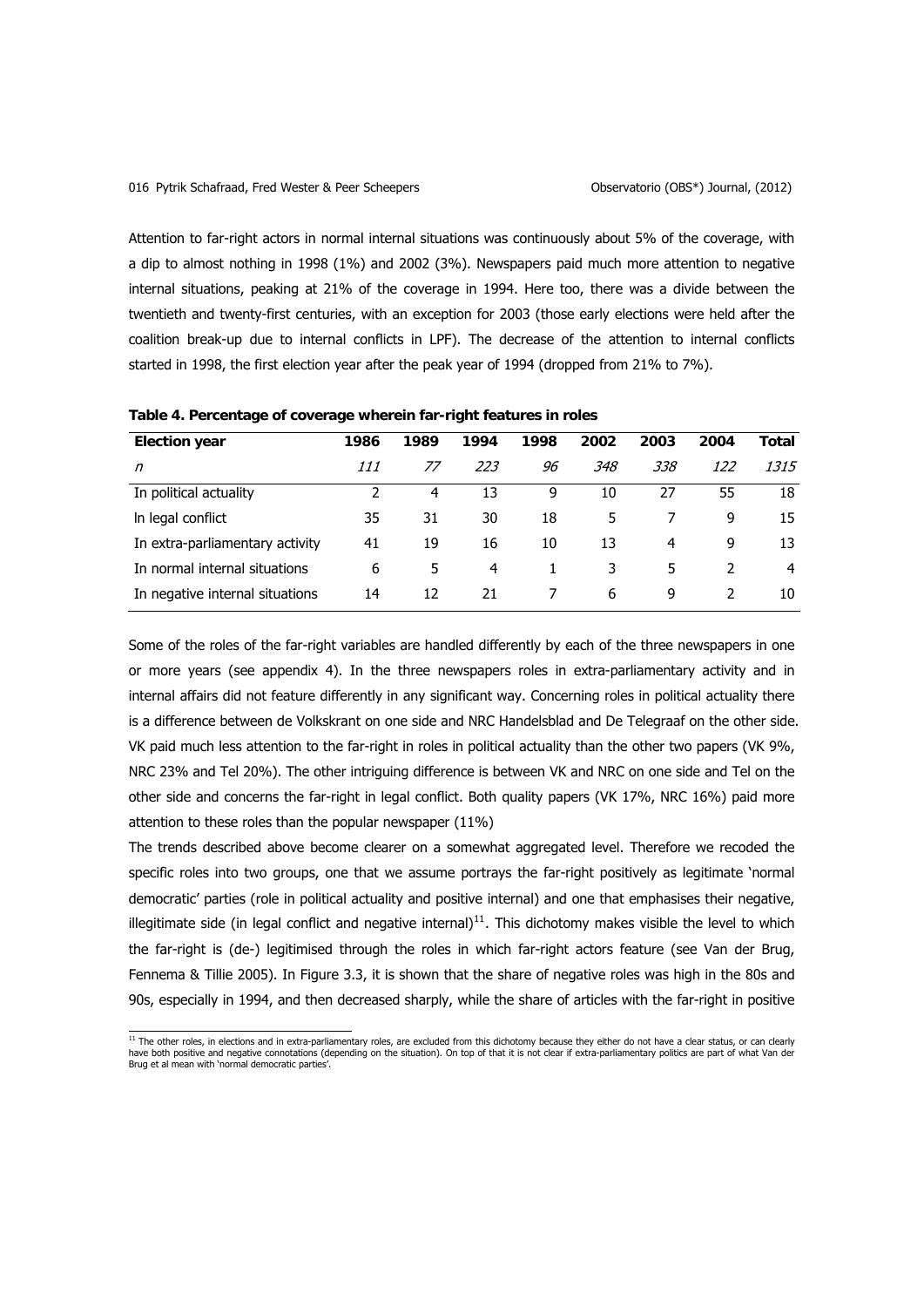Attention to far-right actors in normal internal situations was continuously about 5% of the coverage, with a dip to almost nothing in 1998 (1%) and 2002 (3%). Newspapers paid much more attention to negative internal situations, peaking at 21% of the coverage in 1994. Here too, there was a divide between the twentieth and twenty-first centuries, with an exception for 2003 (those early elections were held after the coalition break-up due to internal conflicts in LPF). The decrease of the attention to internal conflicts started in 1998, the first election year after the peak year of 1994 (dropped from 21% to 7%).

**Table 4. Percentage of coverage wherein far-right features in roles**

| Election year | 1986 | 1989 | 1994 | 1998 | 2002 | 2003 | 2004 | Total |
|---|---|---|---|---|---|---|---|---|
| *n* | *111* | *77* | *223* | *96* | *348* | *338* | *122* | *1315* |
| In political actuality | 2 | 4 | 13 | 9 | 10 | 27 | 55 | 18 |
| In legal conflict | 35 | 31 | 30 | 18 | 5 | 7 | 9 | 15 |
| In extra-parliamentary activity | 41 | 19 | 16 | 10 | 13 | 4 | 9 | 13 |
| In normal internal situations | 6 | 5 | 4 | 1 | 3 | 5 | 2 | 4 |
| In negative internal situations | 14 | 12 | 21 | 7 | 6 | 9 | 2 | 10 |

Some of the roles of the far-right variables are handled differently by each of the three newspapers in one or more years (see appendix 4). In the three newspapers roles in extra-parliamentary activity and in internal affairs did not feature differently in any significant way. Concerning roles in political actuality there is a difference between de Volkskrant on one side and NRC Handelsblad and De Telegraaf on the other side. VK paid much less attention to the far-right in roles in political actuality than the other two papers (VK 9%, NRC 23% and Tel 20%). The other intriguing difference is between VK and NRC on one side and Tel on the other side and concerns the far-right in legal conflict. Both quality papers (VK 17%, NRC 16%) paid more attention to these roles than the popular newspaper (11%)

The trends described above become clearer on a somewhat aggregated level. Therefore we recoded the specific roles into two groups, one that we assume portrays the far-right positively as legitimate 'normal democratic' parties (role in political actuality and positive internal) and one that emphasises their negative, illegitimate side (in legal conflict and negative internal)[11]. This dichotomy makes visible the level to which the far-right is (de-) legitimised through the roles in which far-right actors feature (see Van der Brug, Fennema & Tillie 2005). In Figure 3.3, it is shown that the share of negative roles was high in the 80s and 90s, especially in 1994, and then decreased sharply, while the share of articles with the far-right in positive

[11] The other roles, in elections and in extra-parliamentary roles, are excluded from this dichotomy because they either do not have a clear status, or can clearly have both positive and negative connotations (depending on the situation). On top of that it is not clear if extra-parliamentary politics are part of what Van der Brug et al mean with 'normal democratic parties'.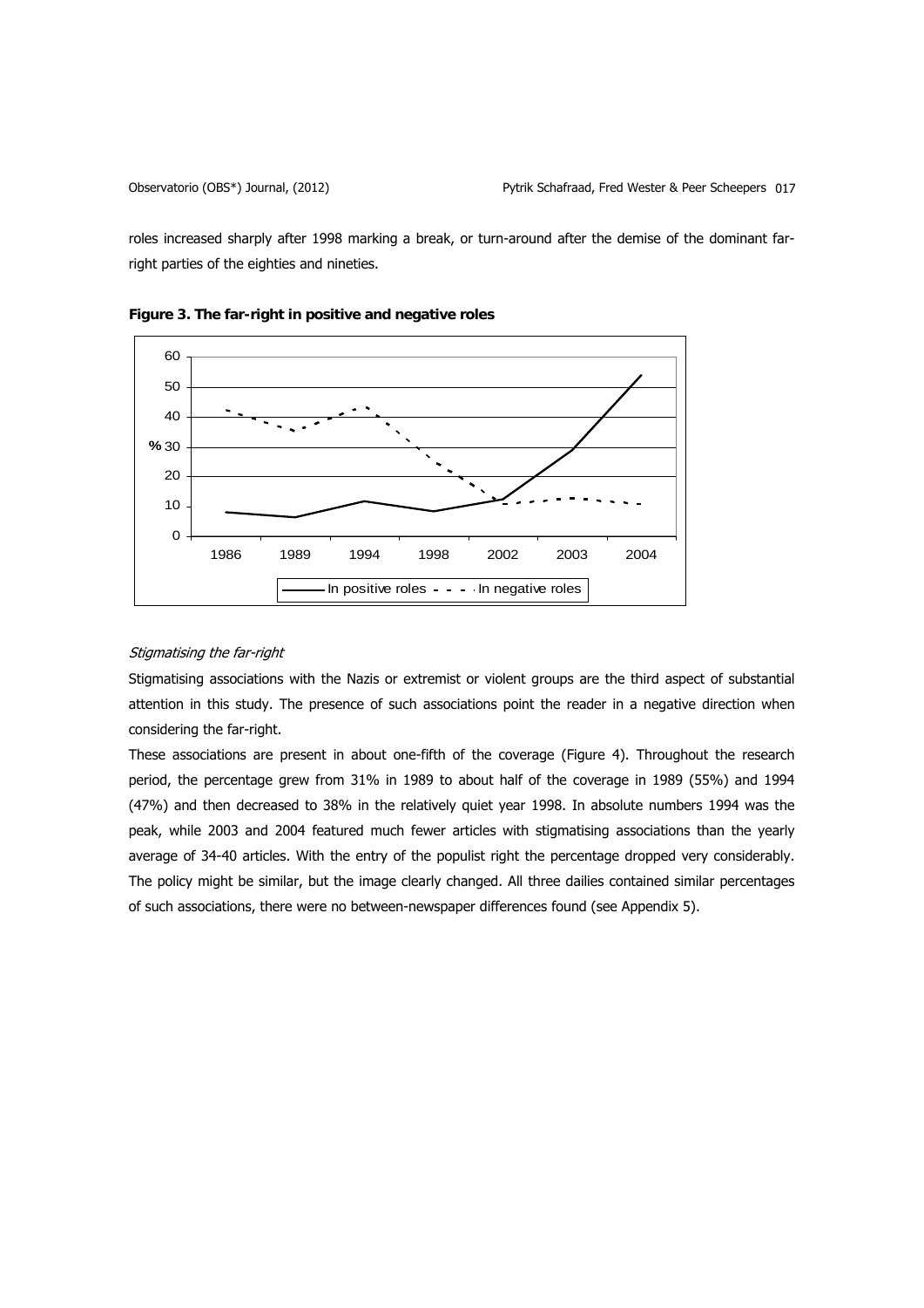roles increased sharply after 1998 marking a break, or turn-around after the demise of the dominant far-right parties of the eighties and nineties.

**Figure 3. The far-right in positive and negative roles**

*Stigmatising the far-right*

Stigmatising associations with the Nazis or extremist or violent groups are the third aspect of substantial attention in this study. The presence of such associations point the reader in a negative direction when considering the far-right.

These associations are present in about one-fifth of the coverage (Figure 4). Throughout the research period, the percentage grew from 31% in 1989 to about half of the coverage in 1989 (55%) and 1994 (47%) and then decreased to 38% in the relatively quiet year 1998. In absolute numbers 1994 was the peak, while 2003 and 2004 featured much fewer articles with stigmatising associations than the yearly average of 34-40 articles. With the entry of the populist right the percentage dropped very considerably. The policy might be similar, but the image clearly changed. All three dailies contained similar percentages of such associations, there were no between-newspaper differences found (see Appendix 5).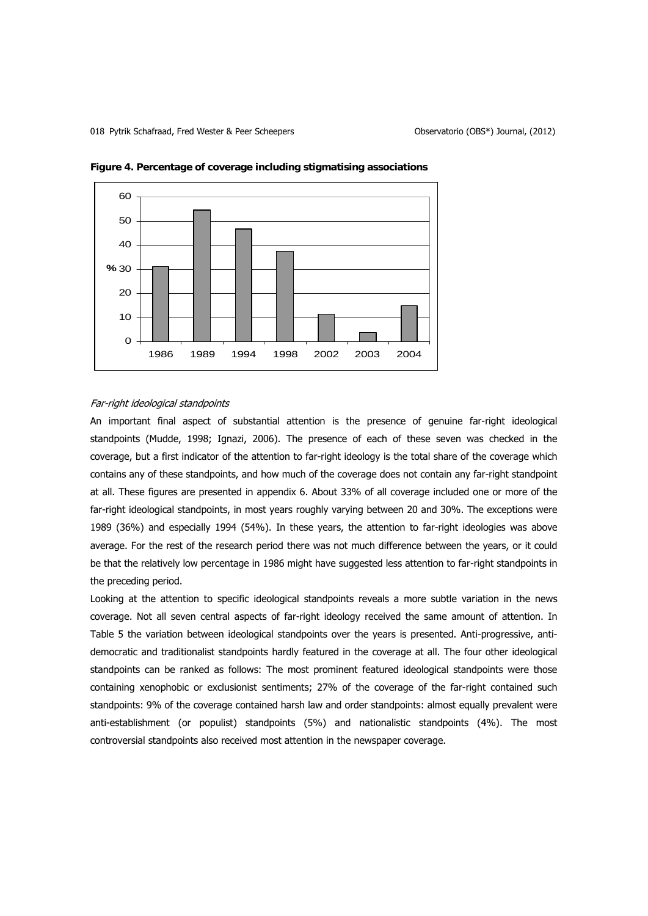**Figure 4. Percentage of coverage including stigmatising associations**

*Far-right ideological standpoints*

An important final aspect of substantial attention is the presence of genuine far-right ideological standpoints (Mudde, 1998; Ignazi, 2006). The presence of each of these seven was checked in the coverage, but a first indicator of the attention to far-right ideology is the total share of the coverage which contains any of these standpoints, and how much of the coverage does not contain any far-right standpoint at all. These figures are presented in appendix 6. About 33% of all coverage included one or more of the far-right ideological standpoints, in most years roughly varying between 20 and 30%. The exceptions were 1989 (36%) and especially 1994 (54%). In these years, the attention to far-right ideologies was above average. For the rest of the research period there was not much difference between the years, or it could be that the relatively low percentage in 1986 might have suggested less attention to far-right standpoints in the preceding period.

Looking at the attention to specific ideological standpoints reveals a more subtle variation in the news coverage. Not all seven central aspects of far-right ideology received the same amount of attention. In Table 5 the variation between ideological standpoints over the years is presented. Anti-progressive, anti-democratic and traditionalist standpoints hardly featured in the coverage at all. The four other ideological standpoints can be ranked as follows: The most prominent featured ideological standpoints were those containing xenophobic or exclusionist sentiments; 27% of the coverage of the far-right contained such standpoints: 9% of the coverage contained harsh law and order standpoints: almost equally prevalent were anti-establishment (or populist) standpoints (5%) and nationalistic standpoints (4%). The most controversial standpoints also received most attention in the newspaper coverage.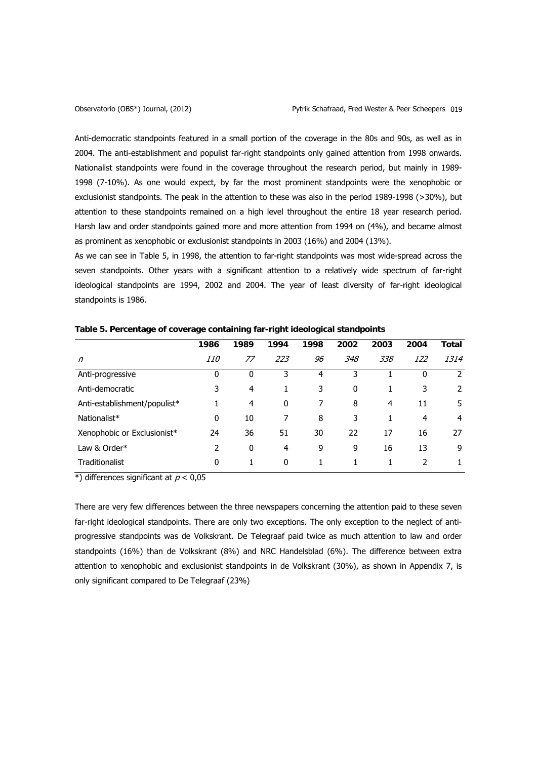Anti-democratic standpoints featured in a small portion of the coverage in the 80s and 90s, as well as in 2004. The anti-establishment and populist far-right standpoints only gained attention from 1998 onwards. Nationalist standpoints were found in the coverage throughout the research period, but mainly in 1989-1998 (7-10%). As one would expect, by far the most prominent standpoints were the xenophobic or exclusionist standpoints. The peak in the attention to these was also in the period 1989-1998 (>30%), but attention to these standpoints remained on a high level throughout the entire 18 year research period. Harsh law and order standpoints gained more and more attention from 1994 on (4%), and became almost as prominent as xenophobic or exclusionist standpoints in 2003 (16%) and 2004 (13%).

As we can see in Table 5, in 1998, the attention to far-right standpoints was most wide-spread across the seven standpoints. Other years with a significant attention to a relatively wide spectrum of far-right ideological standpoints are 1994, 2002 and 2004. The year of least diversity of far-right ideological standpoints is 1986.

**Table 5. Percentage of coverage containing far-right ideological standpoints**

| | 1986 | 1989 | 1994 | 1998 | 2002 | 2003 | 2004 | Total |
|---|---|---|---|---|---|---|---|---|
| *n* | *110* | *77* | *223* | *96* | *348* | *338* | *122* | *1314* |
| Anti-progressive | 0 | 0 | 3 | 4 | 3 | 1 | 0 | 2 |
| Anti-democratic | 3 | 4 | 1 | 3 | 0 | 1 | 3 | 2 |
| Anti-establishment/populist* | 1 | 4 | 0 | 7 | 8 | 4 | 11 | 5 |
| Nationalist* | 0 | 10 | 7 | 8 | 3 | 1 | 4 | 4 |
| Xenophobic or Exclusionist* | 24 | 36 | 51 | 30 | 22 | 17 | 16 | 27 |
| Law & Order* | 2 | 0 | 4 | 9 | 9 | 16 | 13 | 9 |
| Traditionalist | 0 | 1 | 0 | 1 | 1 | 1 | 2 | 1 |

*) differences significant at $p < 0{,}05$

There are very few differences between the three newspapers concerning the attention paid to these seven far-right ideological standpoints. There are only two exceptions. The only exception to the neglect of anti-progressive standpoints was de Volkskrant. De Telegraaf paid twice as much attention to law and order standpoints (16%) than de Volkskrant (8%) and NRC Handelsblad (6%). The difference between extra attention to xenophobic and exclusionist standpoints in de Volkskrant (30%), as shown in Appendix 7, is only significant compared to De Telegraaf (23%)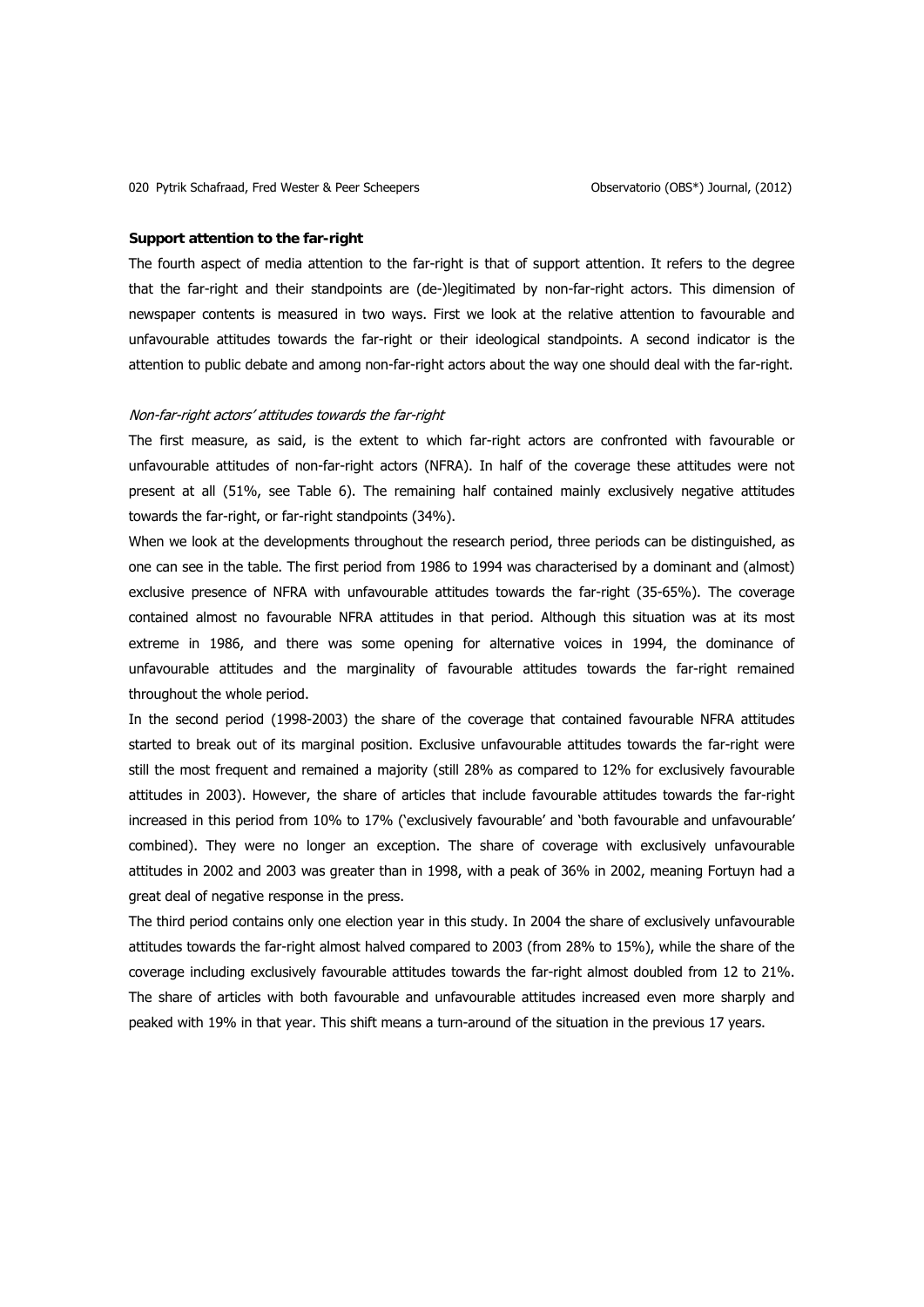**Support attention to the far-right**

The fourth aspect of media attention to the far-right is that of support attention. It refers to the degree that the far-right and their standpoints are (de-)legitimated by non-far-right actors. This dimension of newspaper contents is measured in two ways. First we look at the relative attention to favourable and unfavourable attitudes towards the far-right or their ideological standpoints. A second indicator is the attention to public debate and among non-far-right actors about the way one should deal with the far-right.

*Non-far-right actors' attitudes towards the far-right*

The first measure, as said, is the extent to which far-right actors are confronted with favourable or unfavourable attitudes of non-far-right actors (NFRA). In half of the coverage these attitudes were not present at all (51%, see Table 6). The remaining half contained mainly exclusively negative attitudes towards the far-right, or far-right standpoints (34%).

When we look at the developments throughout the research period, three periods can be distinguished, as one can see in the table. The first period from 1986 to 1994 was characterised by a dominant and (almost) exclusive presence of NFRA with unfavourable attitudes towards the far-right (35-65%). The coverage contained almost no favourable NFRA attitudes in that period. Although this situation was at its most extreme in 1986, and there was some opening for alternative voices in 1994, the dominance of unfavourable attitudes and the marginality of favourable attitudes towards the far-right remained throughout the whole period.

In the second period (1998-2003) the share of the coverage that contained favourable NFRA attitudes started to break out of its marginal position. Exclusive unfavourable attitudes towards the far-right were still the most frequent and remained a majority (still 28% as compared to 12% for exclusively favourable attitudes in 2003). However, the share of articles that include favourable attitudes towards the far-right increased in this period from 10% to 17% ('exclusively favourable' and 'both favourable and unfavourable' combined). They were no longer an exception. The share of coverage with exclusively unfavourable attitudes in 2002 and 2003 was greater than in 1998, with a peak of 36% in 2002, meaning Fortuyn had a great deal of negative response in the press.

The third period contains only one election year in this study. In 2004 the share of exclusively unfavourable attitudes towards the far-right almost halved compared to 2003 (from 28% to 15%), while the share of the coverage including exclusively favourable attitudes towards the far-right almost doubled from 12 to 21%. The share of articles with both favourable and unfavourable attitudes increased even more sharply and peaked with 19% in that year. This shift means a turn-around of the situation in the previous 17 years.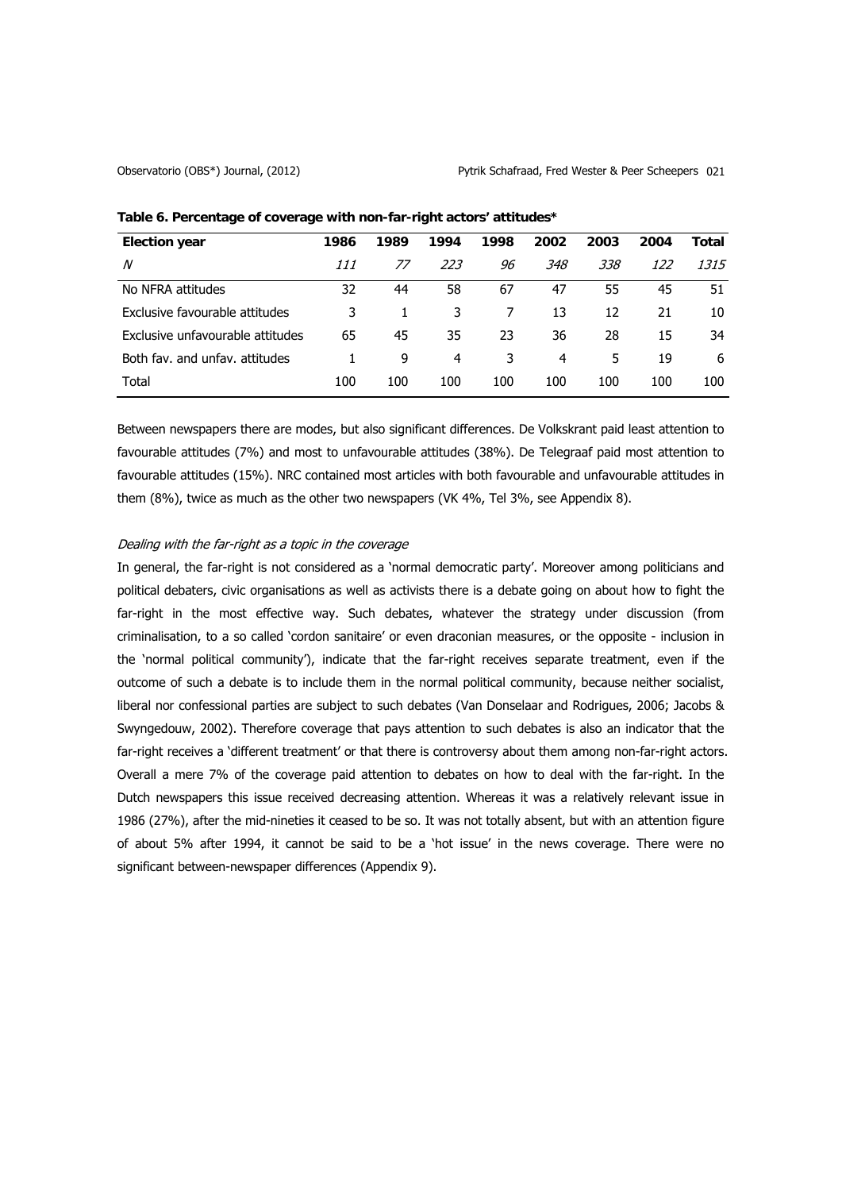**Table 6. Percentage of coverage with non-far-right actors' attitudes***

| Election year | 1986 | 1989 | 1994 | 1998 | 2002 | 2003 | 2004 | Total |
|---|---|---|---|---|---|---|---|---|
| *N* | *111* | *77* | *223* | *96* | *348* | *338* | *122* | *1315* |
| No NFRA attitudes | 32 | 44 | 58 | 67 | 47 | 55 | 45 | 51 |
| Exclusive favourable attitudes | 3 | 1 | 3 | 7 | 13 | 12 | 21 | 10 |
| Exclusive unfavourable attitudes | 65 | 45 | 35 | 23 | 36 | 28 | 15 | 34 |
| Both fav. and unfav. attitudes | 1 | 9 | 4 | 3 | 4 | 5 | 19 | 6 |
| Total | 100 | 100 | 100 | 100 | 100 | 100 | 100 | 100 |

Between newspapers there are modes, but also significant differences. De Volkskrant paid least attention to favourable attitudes (7%) and most to unfavourable attitudes (38%). De Telegraaf paid most attention to favourable attitudes (15%). NRC contained most articles with both favourable and unfavourable attitudes in them (8%), twice as much as the other two newspapers (VK 4%, Tel 3%, see Appendix 8).

*Dealing with the far-right as a topic in the coverage*

In general, the far-right is not considered as a 'normal democratic party'. Moreover among politicians and political debaters, civic organisations as well as activists there is a debate going on about how to fight the far-right in the most effective way. Such debates, whatever the strategy under discussion (from criminalisation, to a so called 'cordon sanitaire' or even draconian measures, or the opposite - inclusion in the 'normal political community'), indicate that the far-right receives separate treatment, even if the outcome of such a debate is to include them in the normal political community, because neither socialist, liberal nor confessional parties are subject to such debates (Van Donselaar and Rodrigues, 2006; Jacobs & Swyngedouw, 2002). Therefore coverage that pays attention to such debates is also an indicator that the far-right receives a 'different treatment' or that there is controversy about them among non-far-right actors. Overall a mere 7% of the coverage paid attention to debates on how to deal with the far-right. In the Dutch newspapers this issue received decreasing attention. Whereas it was a relatively relevant issue in 1986 (27%), after the mid-nineties it ceased to be so. It was not totally absent, but with an attention figure of about 5% after 1994, it cannot be said to be a 'hot issue' in the news coverage. There were no significant between-newspaper differences (Appendix 9).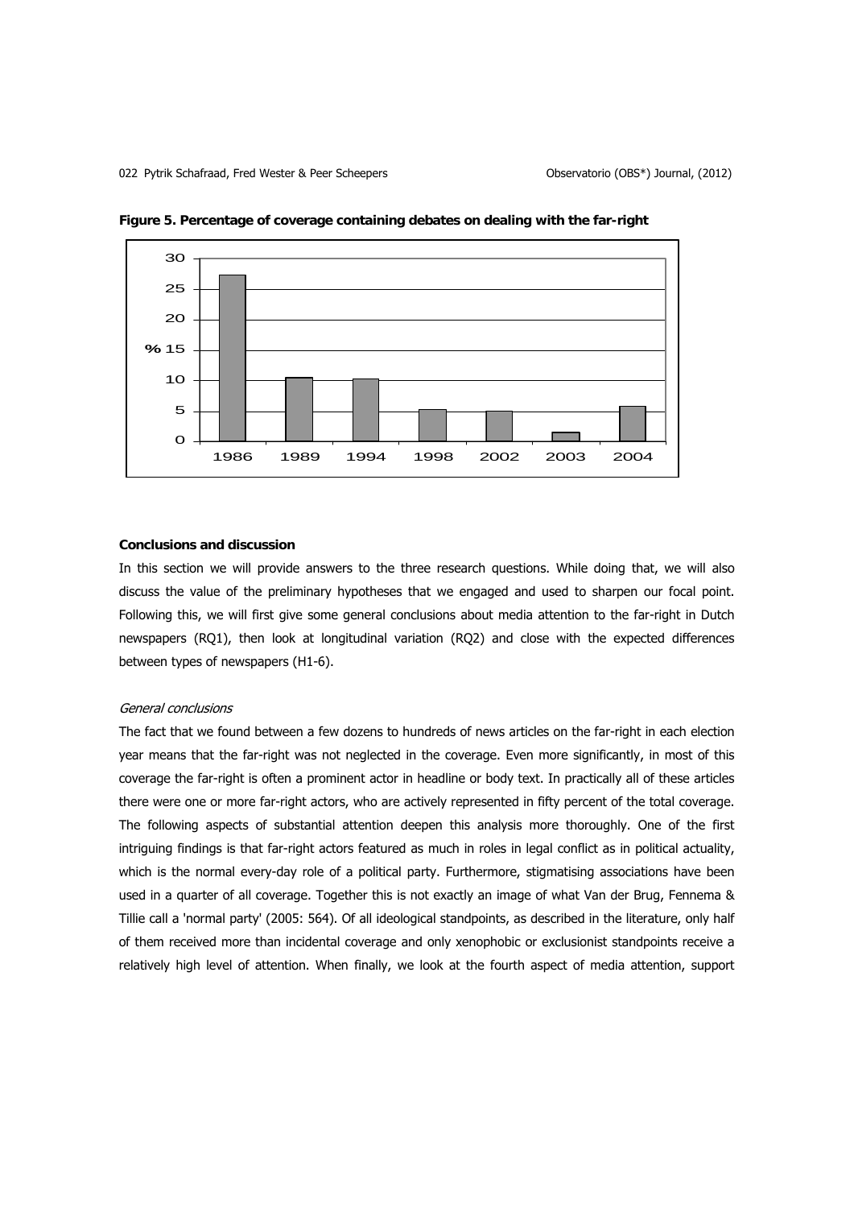**Figure 5. Percentage of coverage containing debates on dealing with the far-right**

**Conclusions and discussion**

In this section we will provide answers to the three research questions. While doing that, we will also discuss the value of the preliminary hypotheses that we engaged and used to sharpen our focal point. Following this, we will first give some general conclusions about media attention to the far-right in Dutch newspapers (RQ1), then look at longitudinal variation (RQ2) and close with the expected differences between types of newspapers (H1-6).

*General conclusions*

The fact that we found between a few dozens to hundreds of news articles on the far-right in each election year means that the far-right was not neglected in the coverage. Even more significantly, in most of this coverage the far-right is often a prominent actor in headline or body text. In practically all of these articles there were one or more far-right actors, who are actively represented in fifty percent of the total coverage. The following aspects of substantial attention deepen this analysis more thoroughly. One of the first intriguing findings is that far-right actors featured as much in roles in legal conflict as in political actuality, which is the normal every-day role of a political party. Furthermore, stigmatising associations have been used in a quarter of all coverage. Together this is not exactly an image of what Van der Brug, Fennema & Tillie call a 'normal party' (2005: 564). Of all ideological standpoints, as described in the literature, only half of them received more than incidental coverage and only xenophobic or exclusionist standpoints receive a relatively high level of attention. When finally, we look at the fourth aspect of media attention, support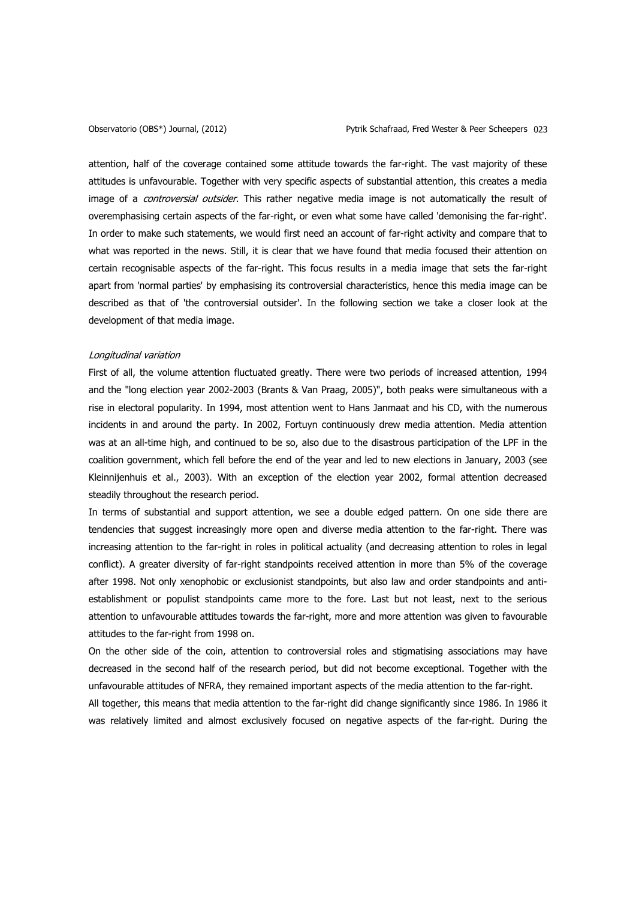attention, half of the coverage contained some attitude towards the far-right. The vast majority of these attitudes is unfavourable. Together with very specific aspects of substantial attention, this creates a media image of a *controversial outsider*. This rather negative media image is not automatically the result of overemphasising certain aspects of the far-right, or even what some have called 'demonising the far-right'. In order to make such statements, we would first need an account of far-right activity and compare that to what was reported in the news. Still, it is clear that we have found that media focused their attention on certain recognisable aspects of the far-right. This focus results in a media image that sets the far-right apart from 'normal parties' by emphasising its controversial characteristics, hence this media image can be described as that of 'the controversial outsider'. In the following section we take a closer look at the development of that media image.

*Longitudinal variation*

First of all, the volume attention fluctuated greatly. There were two periods of increased attention, 1994 and the "long election year 2002-2003 (Brants & Van Praag, 2005)", both peaks were simultaneous with a rise in electoral popularity. In 1994, most attention went to Hans Janmaat and his CD, with the numerous incidents in and around the party. In 2002, Fortuyn continuously drew media attention. Media attention was at an all-time high, and continued to be so, also due to the disastrous participation of the LPF in the coalition government, which fell before the end of the year and led to new elections in January, 2003 (see Kleinnijenhuis et al., 2003). With an exception of the election year 2002, formal attention decreased steadily throughout the research period.

In terms of substantial and support attention, we see a double edged pattern. On one side there are tendencies that suggest increasingly more open and diverse media attention to the far-right. There was increasing attention to the far-right in roles in political actuality (and decreasing attention to roles in legal conflict). A greater diversity of far-right standpoints received attention in more than 5% of the coverage after 1998. Not only xenophobic or exclusionist standpoints, but also law and order standpoints and anti-establishment or populist standpoints came more to the fore. Last but not least, next to the serious attention to unfavourable attitudes towards the far-right, more and more attention was given to favourable attitudes to the far-right from 1998 on.

On the other side of the coin, attention to controversial roles and stigmatising associations may have decreased in the second half of the research period, but did not become exceptional. Together with the unfavourable attitudes of NFRA, they remained important aspects of the media attention to the far-right.

All together, this means that media attention to the far-right did change significantly since 1986. In 1986 it was relatively limited and almost exclusively focused on negative aspects of the far-right. During the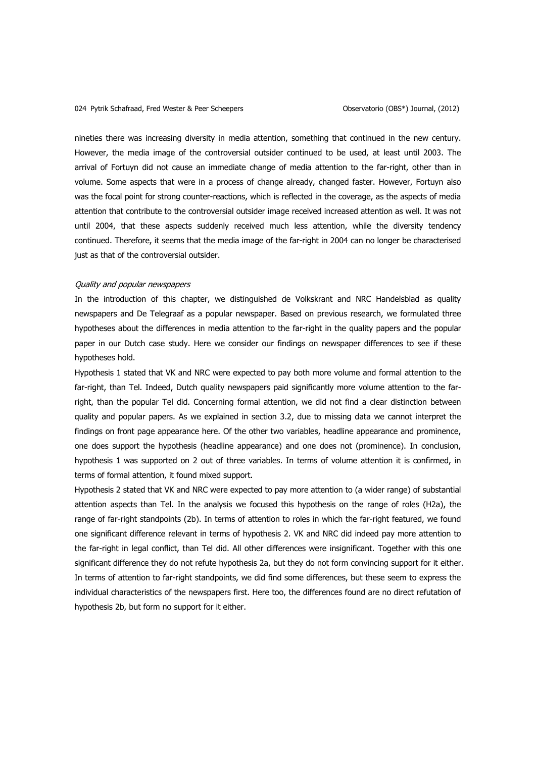nineties there was increasing diversity in media attention, something that continued in the new century. However, the media image of the controversial outsider continued to be used, at least until 2003. The arrival of Fortuyn did not cause an immediate change of media attention to the far-right, other than in volume. Some aspects that were in a process of change already, changed faster. However, Fortuyn also was the focal point for strong counter-reactions, which is reflected in the coverage, as the aspects of media attention that contribute to the controversial outsider image received increased attention as well. It was not until 2004, that these aspects suddenly received much less attention, while the diversity tendency continued. Therefore, it seems that the media image of the far-right in 2004 can no longer be characterised just as that of the controversial outsider.

### *Quality and popular newspapers*

In the introduction of this chapter, we distinguished de Volkskrant and NRC Handelsblad as quality newspapers and De Telegraaf as a popular newspaper. Based on previous research, we formulated three hypotheses about the differences in media attention to the far-right in the quality papers and the popular paper in our Dutch case study. Here we consider our findings on newspaper differences to see if these hypotheses hold.

Hypothesis 1 stated that VK and NRC were expected to pay both more volume and formal attention to the far-right, than Tel. Indeed, Dutch quality newspapers paid significantly more volume attention to the far-right, than the popular Tel did. Concerning formal attention, we did not find a clear distinction between quality and popular papers. As we explained in section 3.2, due to missing data we cannot interpret the findings on front page appearance here. Of the other two variables, headline appearance and prominence, one does support the hypothesis (headline appearance) and one does not (prominence). In conclusion, hypothesis 1 was supported on 2 out of three variables. In terms of volume attention it is confirmed, in terms of formal attention, it found mixed support.

Hypothesis 2 stated that VK and NRC were expected to pay more attention to (a wider range) of substantial attention aspects than Tel. In the analysis we focused this hypothesis on the range of roles (H2a), the range of far-right standpoints (2b). In terms of attention to roles in which the far-right featured, we found one significant difference relevant in terms of hypothesis 2. VK and NRC did indeed pay more attention to the far-right in legal conflict, than Tel did. All other differences were insignificant. Together with this one significant difference they do not refute hypothesis 2a, but they do not form convincing support for it either. In terms of attention to far-right standpoints, we did find some differences, but these seem to express the individual characteristics of the newspapers first. Here too, the differences found are no direct refutation of hypothesis 2b, but form no support for it either.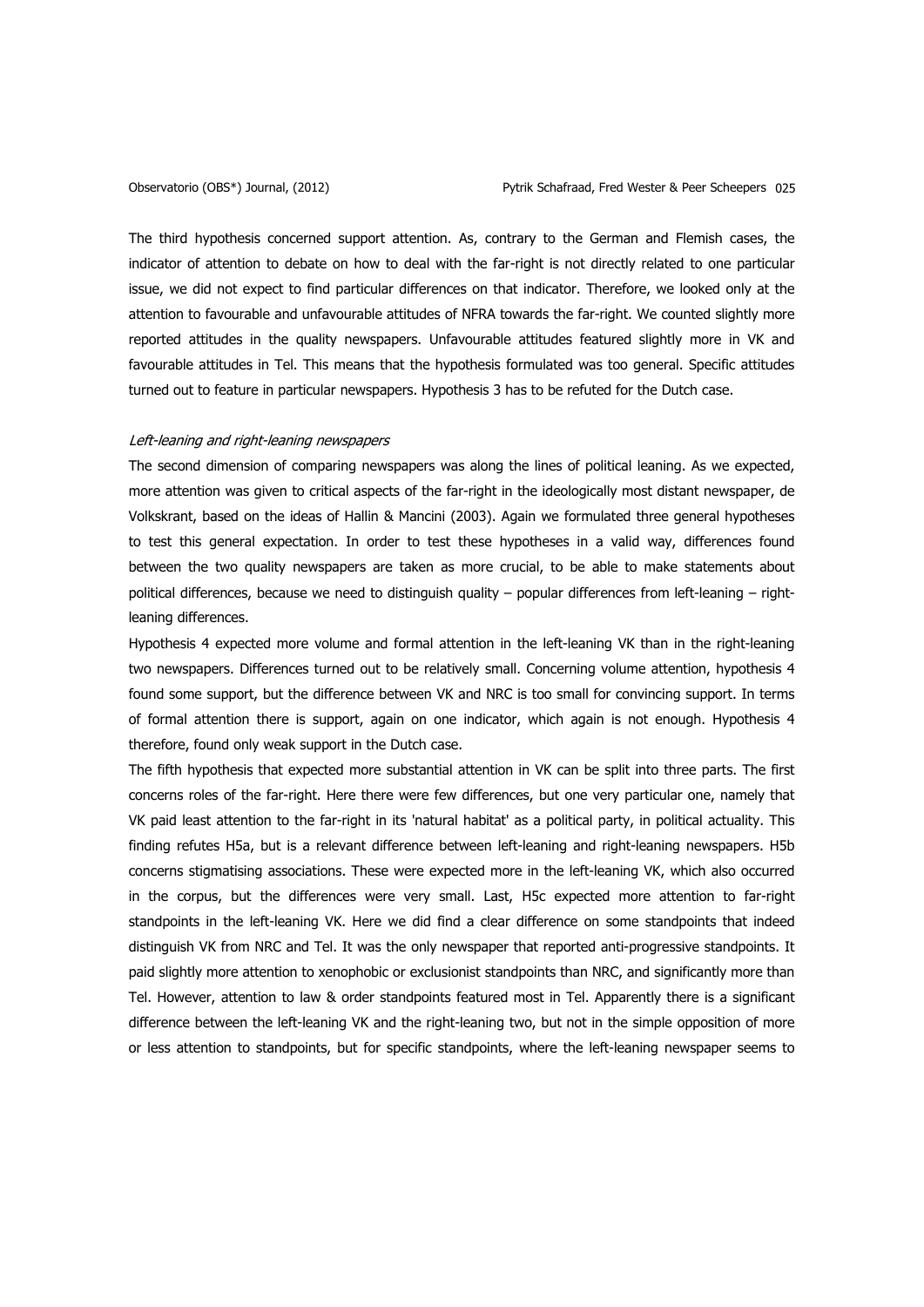The third hypothesis concerned support attention. As, contrary to the German and Flemish cases, the indicator of attention to debate on how to deal with the far-right is not directly related to one particular issue, we did not expect to find particular differences on that indicator. Therefore, we looked only at the attention to favourable and unfavourable attitudes of NFRA towards the far-right. We counted slightly more reported attitudes in the quality newspapers. Unfavourable attitudes featured slightly more in VK and favourable attitudes in Tel. This means that the hypothesis formulated was too general. Specific attitudes turned out to feature in particular newspapers. Hypothesis 3 has to be refuted for the Dutch case.

*Left-leaning and right-leaning newspapers*

The second dimension of comparing newspapers was along the lines of political leaning. As we expected, more attention was given to critical aspects of the far-right in the ideologically most distant newspaper, de Volkskrant, based on the ideas of Hallin & Mancini (2003). Again we formulated three general hypotheses to test this general expectation. In order to test these hypotheses in a valid way, differences found between the two quality newspapers are taken as more crucial, to be able to make statements about political differences, because we need to distinguish quality – popular differences from left-leaning – right-leaning differences.

Hypothesis 4 expected more volume and formal attention in the left-leaning VK than in the right-leaning two newspapers. Differences turned out to be relatively small. Concerning volume attention, hypothesis 4 found some support, but the difference between VK and NRC is too small for convincing support. In terms of formal attention there is support, again on one indicator, which again is not enough. Hypothesis 4 therefore, found only weak support in the Dutch case.

The fifth hypothesis that expected more substantial attention in VK can be split into three parts. The first concerns roles of the far-right. Here there were few differences, but one very particular one, namely that VK paid least attention to the far-right in its 'natural habitat' as a political party, in political actuality. This finding refutes H5a, but is a relevant difference between left-leaning and right-leaning newspapers. H5b concerns stigmatising associations. These were expected more in the left-leaning VK, which also occurred in the corpus, but the differences were very small. Last, H5c expected more attention to far-right standpoints in the left-leaning VK. Here we did find a clear difference on some standpoints that indeed distinguish VK from NRC and Tel. It was the only newspaper that reported anti-progressive standpoints. It paid slightly more attention to xenophobic or exclusionist standpoints than NRC, and significantly more than Tel. However, attention to law & order standpoints featured most in Tel. Apparently there is a significant difference between the left-leaning VK and the right-leaning two, but not in the simple opposition of more or less attention to standpoints, but for specific standpoints, where the left-leaning newspaper seems to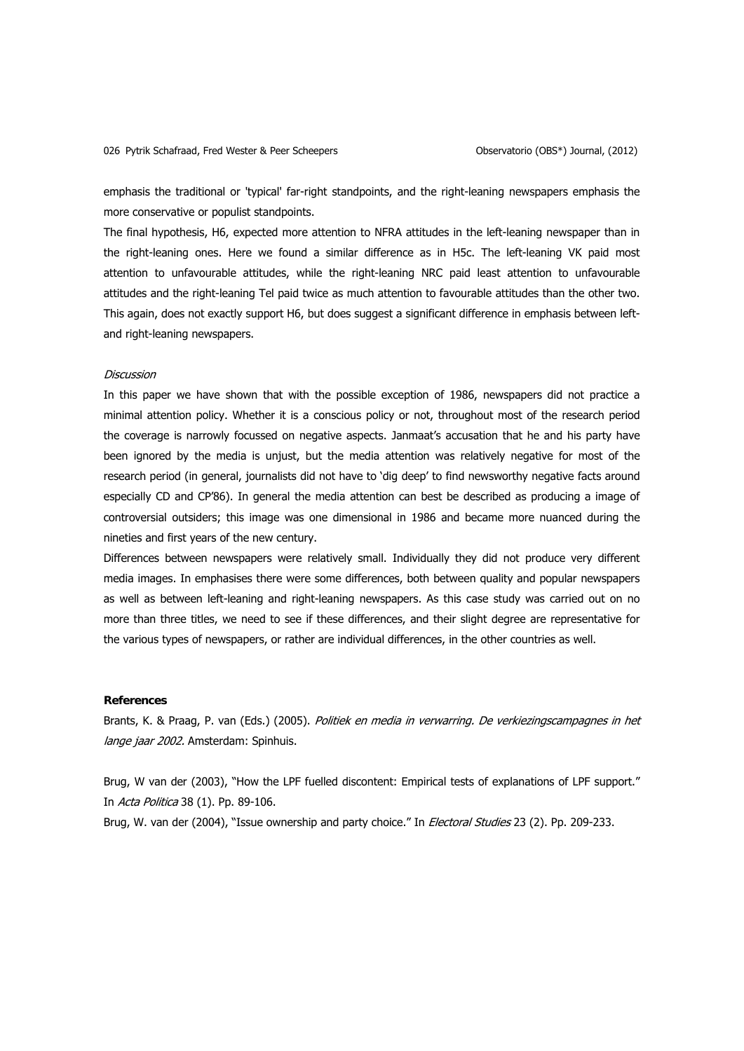emphasis the traditional or 'typical' far-right standpoints, and the right-leaning newspapers emphasis the more conservative or populist standpoints.

The final hypothesis, H6, expected more attention to NFRA attitudes in the left-leaning newspaper than in the right-leaning ones. Here we found a similar difference as in H5c. The left-leaning VK paid most attention to unfavourable attitudes, while the right-leaning NRC paid least attention to unfavourable attitudes and the right-leaning Tel paid twice as much attention to favourable attitudes than the other two. This again, does not exactly support H6, but does suggest a significant difference in emphasis between left- and right-leaning newspapers.

*Discussion*

In this paper we have shown that with the possible exception of 1986, newspapers did not practice a minimal attention policy. Whether it is a conscious policy or not, throughout most of the research period the coverage is narrowly focussed on negative aspects. Janmaat's accusation that he and his party have been ignored by the media is unjust, but the media attention was relatively negative for most of the research period (in general, journalists did not have to 'dig deep' to find newsworthy negative facts around especially CD and CP'86). In general the media attention can best be described as producing a image of controversial outsiders; this image was one dimensional in 1986 and became more nuanced during the nineties and first years of the new century.

Differences between newspapers were relatively small. Individually they did not produce very different media images. In emphasises there were some differences, both between quality and popular newspapers as well as between left-leaning and right-leaning newspapers. As this case study was carried out on no more than three titles, we need to see if these differences, and their slight degree are representative for the various types of newspapers, or rather are individual differences, in the other countries as well.

**References**

Brants, K. & Praag, P. van (Eds.) (2005). *Politiek en media in verwarring. De verkiezingscampagnes in het lange jaar 2002.* Amsterdam: Spinhuis.

Brug, W van der (2003), "How the LPF fuelled discontent: Empirical tests of explanations of LPF support." In *Acta Politica* 38 (1). Pp. 89-106.

Brug, W. van der (2004), "Issue ownership and party choice." In *Electoral Studies* 23 (2). Pp. 209-233.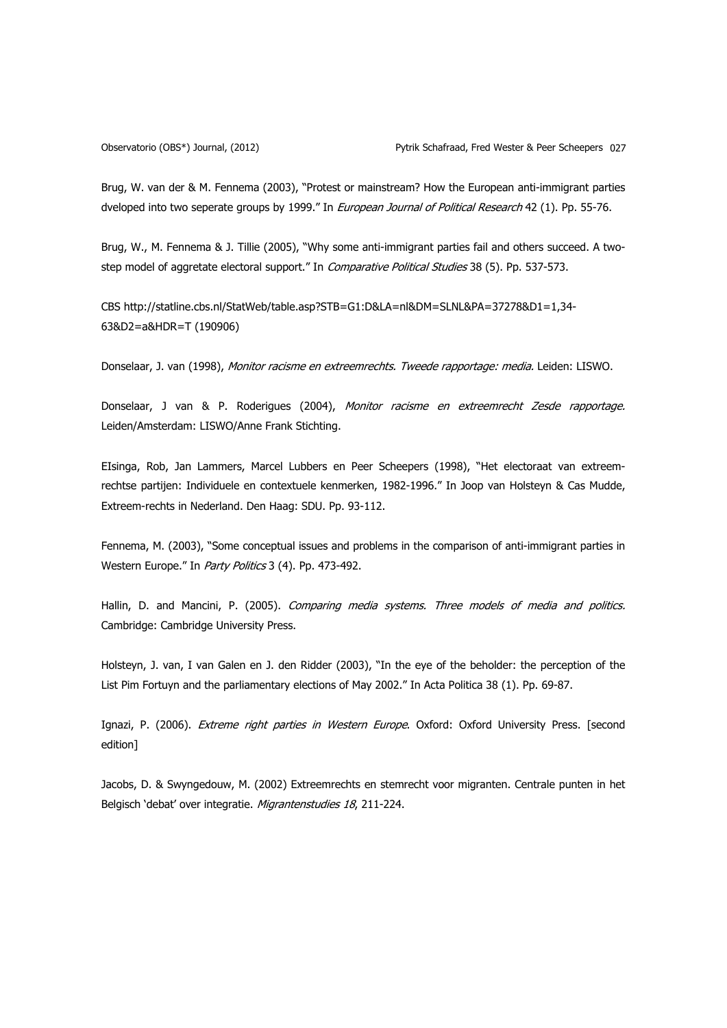Brug, W. van der & M. Fennema (2003), "Protest or mainstream? How the European anti-immigrant parties dveloped into two seperate groups by 1999." In *European Journal of Political Research* 42 (1). Pp. 55-76.

Brug, W., M. Fennema & J. Tillie (2005), "Why some anti-immigrant parties fail and others succeed. A two-step model of aggretate electoral support." In *Comparative Political Studies* 38 (5). Pp. 537-573.

CBS http://statline.cbs.nl/StatWeb/table.asp?STB=G1:D&LA=nl&DM=SLNL&PA=37278&D1=1,34-63&D2=a&HDR=T (190906)

Donselaar, J. van (1998), *Monitor racisme en extreemrechts. Tweede rapportage: media.* Leiden: LISWO.

Donselaar, J van & P. Roderigues (2004), *Monitor racisme en extreemrecht Zesde rapportage.* Leiden/Amsterdam: LISWO/Anne Frank Stichting.

EIsinga, Rob, Jan Lammers, Marcel Lubbers en Peer Scheepers (1998), "Het electoraat van extreem-rechtse partijen: Individuele en contextuele kenmerken, 1982-1996." In Joop van Holsteyn & Cas Mudde, Extreem-rechts in Nederland. Den Haag: SDU. Pp. 93-112.

Fennema, M. (2003), "Some conceptual issues and problems in the comparison of anti-immigrant parties in Western Europe." In *Party Politics* 3 (4). Pp. 473-492.

Hallin, D. and Mancini, P. (2005). *Comparing media systems. Three models of media and politics.* Cambridge: Cambridge University Press.

Holsteyn, J. van, I van Galen en J. den Ridder (2003), "In the eye of the beholder: the perception of the List Pim Fortuyn and the parliamentary elections of May 2002." In Acta Politica 38 (1). Pp. 69-87.

Ignazi, P. (2006). *Extreme right parties in Western Europe*. Oxford: Oxford University Press. [second edition]

Jacobs, D. & Swyngedouw, M. (2002) Extreemrechts en stemrecht voor migranten. Centrale punten in het Belgisch 'debat' over integratie. *Migrantenstudies 18*, 211-224.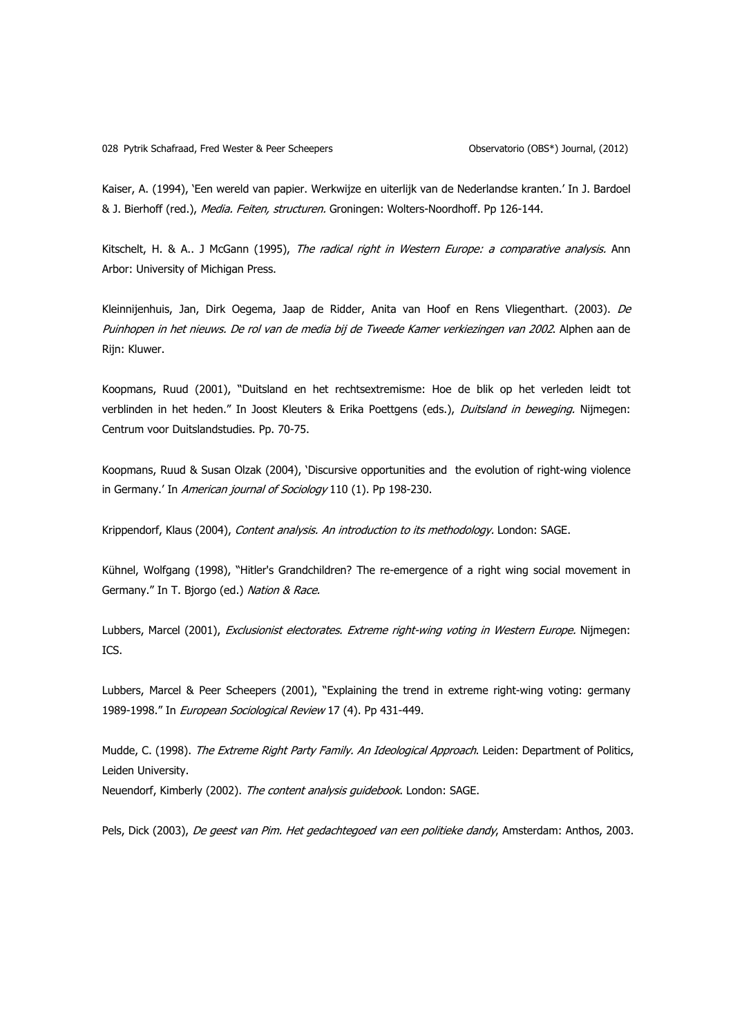Kaiser, A. (1994), 'Een wereld van papier. Werkwijze en uiterlijk van de Nederlandse kranten.' In J. Bardoel & J. Bierhoff (red.), *Media. Feiten, structuren.* Groningen: Wolters-Noordhoff. Pp 126-144.

Kitschelt, H. & A.. J McGann (1995), *The radical right in Western Europe: a comparative analysis.* Ann Arbor: University of Michigan Press.

Kleinnijenhuis, Jan, Dirk Oegema, Jaap de Ridder, Anita van Hoof en Rens Vliegenthart. (2003). *De Puinhopen in het nieuws. De rol van de media bij de Tweede Kamer verkiezingen van 2002*. Alphen aan de Rijn: Kluwer.

Koopmans, Ruud (2001), "Duitsland en het rechtsextremisme: Hoe de blik op het verleden leidt tot verblinden in het heden." In Joost Kleuters & Erika Poettgens (eds.), *Duitsland in beweging.* Nijmegen: Centrum voor Duitslandstudies. Pp. 70-75.

Koopmans, Ruud & Susan Olzak (2004), 'Discursive opportunities and the evolution of right-wing violence in Germany.' In *American journal of Sociology* 110 (1). Pp 198-230.

Krippendorf, Klaus (2004), *Content analysis. An introduction to its methodology*. London: SAGE.

Kühnel, Wolfgang (1998), "Hitler's Grandchildren? The re-emergence of a right wing social movement in Germany." In T. Bjorgo (ed.) *Nation & Race.*

Lubbers, Marcel (2001), *Exclusionist electorates. Extreme right-wing voting in Western Europe.* Nijmegen: ICS.

Lubbers, Marcel & Peer Scheepers (2001), "Explaining the trend in extreme right-wing voting: germany 1989-1998." In *European Sociological Review* 17 (4). Pp 431-449.

Mudde, C. (1998). *The Extreme Right Party Family. An Ideological Approach*. Leiden: Department of Politics, Leiden University.

Neuendorf, Kimberly (2002). *The content analysis guidebook*. London: SAGE.

Pels, Dick (2003), *De geest van Pim. Het gedachtegoed van een politieke dandy*, Amsterdam: Anthos, 2003.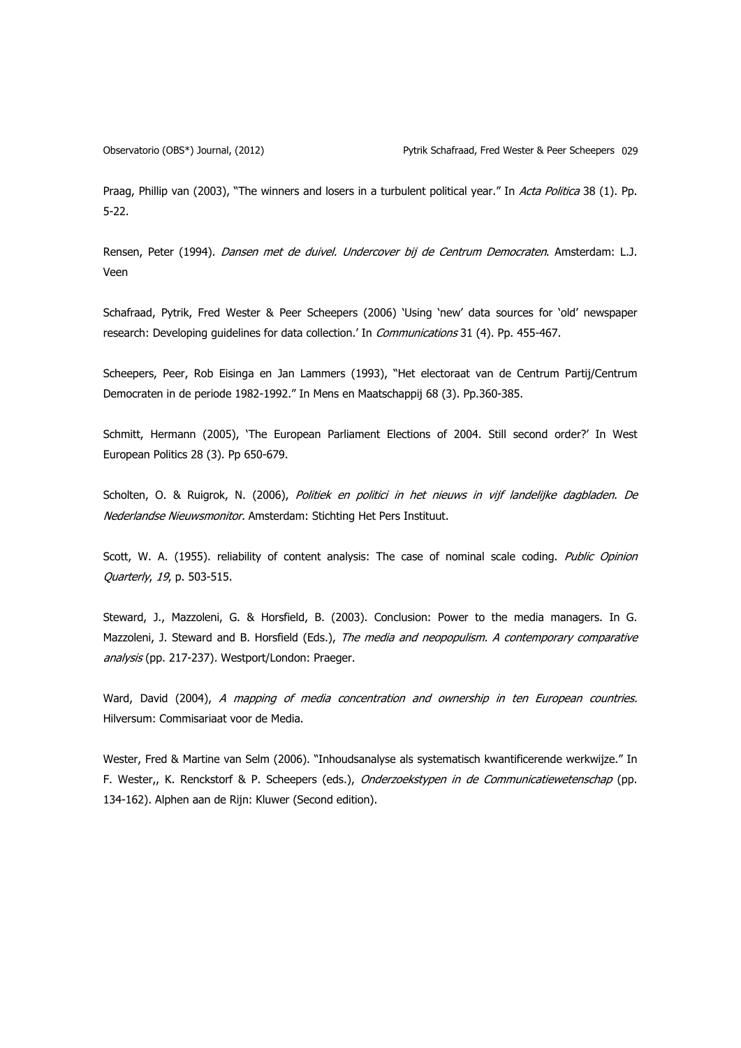Praag, Phillip van (2003), "The winners and losers in a turbulent political year." In *Acta Politica* 38 (1). Pp. 5-22.

Rensen, Peter (1994). *Dansen met de duivel. Undercover bij de Centrum Democraten*. Amsterdam: L.J. Veen

Schafraad, Pytrik, Fred Wester & Peer Scheepers (2006) 'Using 'new' data sources for 'old' newspaper research: Developing guidelines for data collection.' In *Communications* 31 (4). Pp. 455-467.

Scheepers, Peer, Rob Eisinga en Jan Lammers (1993), "Het electoraat van de Centrum Partij/Centrum Democraten in de periode 1982-1992." In Mens en Maatschappij 68 (3). Pp.360-385.

Schmitt, Hermann (2005), 'The European Parliament Elections of 2004. Still second order?' In West European Politics 28 (3). Pp 650-679.

Scholten, O. & Ruigrok, N. (2006), *Politiek en politici in het nieuws in vijf landelijke dagbladen. De Nederlandse Nieuwsmonitor.* Amsterdam: Stichting Het Pers Instituut.

Scott, W. A. (1955). reliability of content analysis: The case of nominal scale coding. *Public Opinion Quarterly*, *19*, p. 503-515.

Steward, J., Mazzoleni, G. & Horsfield, B. (2003). Conclusion: Power to the media managers. In G. Mazzoleni, J. Steward and B. Horsfield (Eds.), *The media and neopopulism. A contemporary comparative analysis* (pp. 217-237). Westport/London: Praeger.

Ward, David (2004), *A mapping of media concentration and ownership in ten European countries.* Hilversum: Commisariaat voor de Media.

Wester, Fred & Martine van Selm (2006). "Inhoudsanalyse als systematisch kwantificerende werkwijze." In F. Wester,, K. Renckstorf & P. Scheepers (eds.), *Onderzoekstypen in de Communicatiewetenschap* (pp. 134-162). Alphen aan de Rijn: Kluwer (Second edition).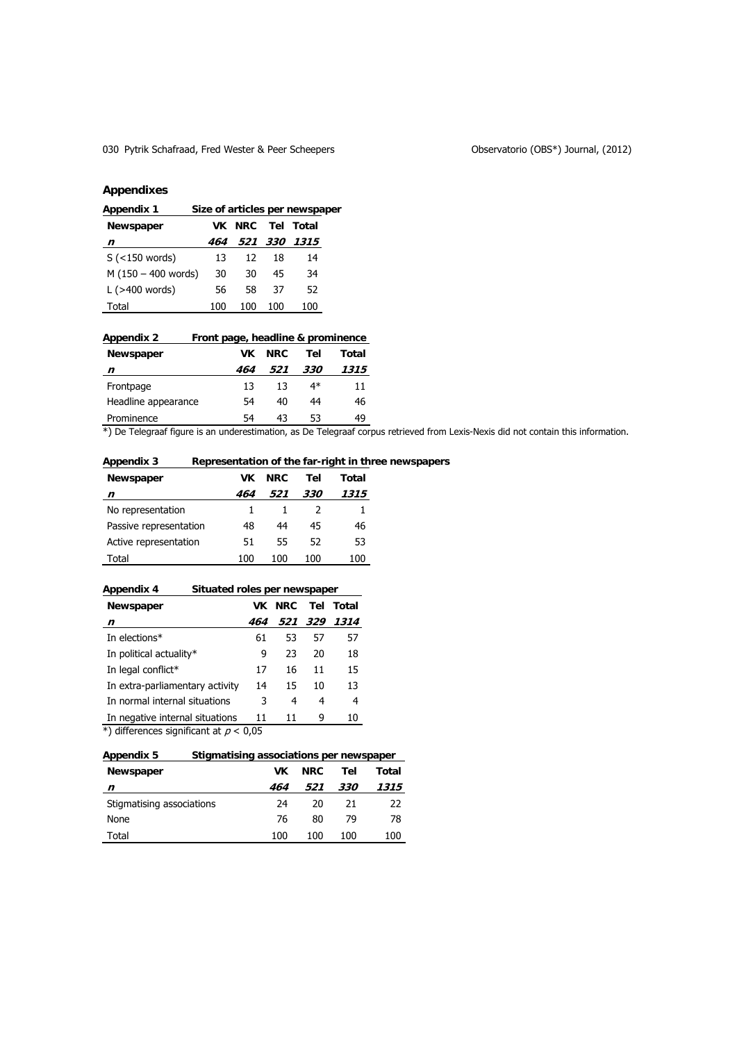## Appendixes

**Appendix 1** **Size of articles per newspaper**

| Newspaper | VK | NRC | Tel | Total |
|---|---|---|---|---|
| *n* | *464* | *521* | *330* | *1315* |
| S (<150 words) | 13 | 12 | 18 | 14 |
| M (150 – 400 words) | 30 | 30 | 45 | 34 |
| L (>400 words) | 56 | 58 | 37 | 52 |
| Total | 100 | 100 | 100 | 100 |

**Appendix 2** **Front page, headline & prominence**

| Newspaper | VK | NRC | Tel | Total |
|---|---|---|---|---|
| *n* | *464* | *521* | *330* | *1315* |
| Frontpage | 13 | 13 | 4* | 11 |
| Headline appearance | 54 | 40 | 44 | 46 |
| Prominence | 54 | 43 | 53 | 49 |

*) De Telegraaf figure is an underestimation, as De Telegraaf corpus retrieved from Lexis-Nexis did not contain this information.

**Appendix 3** **Representation of the far-right in three newspapers**

| Newspaper | VK | NRC | Tel | Total |
|---|---|---|---|---|
| *n* | *464* | *521* | *330* | *1315* |
| No representation | 1 | 1 | 2 | 1 |
| Passive representation | 48 | 44 | 45 | 46 |
| Active representation | 51 | 55 | 52 | 53 |
| Total | 100 | 100 | 100 | 100 |

**Appendix 4** **Situated roles per newspaper**

| Newspaper | VK | NRC | Tel | Total |
|---|---|---|---|---|
| *n* | *464* | *521* | *329* | *1314* |
| In elections* | 61 | 53 | 57 | 57 |
| In political actuality* | 9 | 23 | 20 | 18 |
| In legal conflict* | 17 | 16 | 11 | 15 |
| In extra-parliamentary activity | 14 | 15 | 10 | 13 |
| In normal internal situations | 3 | 4 | 4 | 4 |
| In negative internal situations | 11 | 11 | 9 | 10 |

*) differences significant at $p < 0{,}05$

**Appendix 5** **Stigmatising associations per newspaper**

| Newspaper | VK | NRC | Tel | Total |
|---|---|---|---|---|
| *n* | *464* | *521* | *330* | *1315* |
| Stigmatising associations | 24 | 20 | 21 | 22 |
| None | 76 | 80 | 79 | 78 |
| Total | 100 | 100 | 100 | 100 |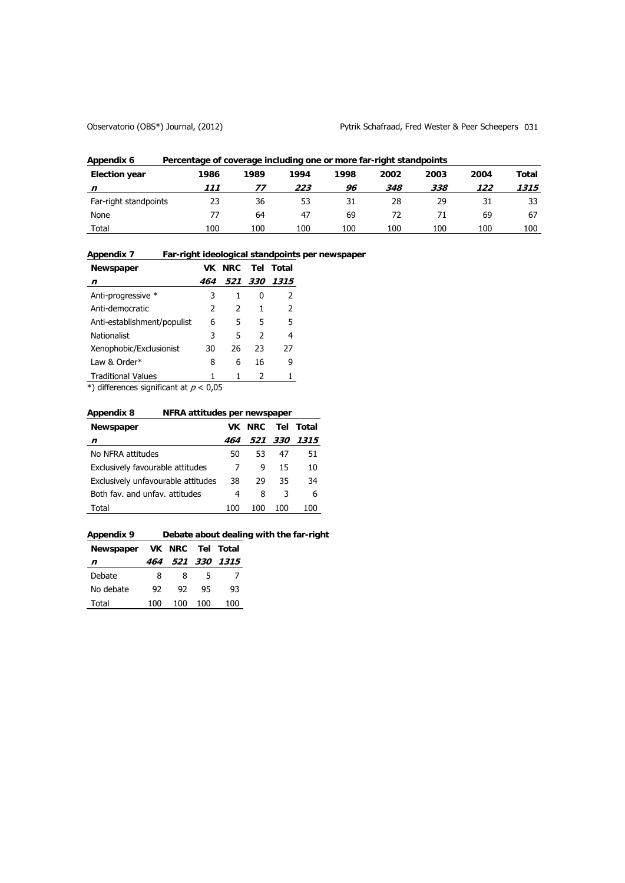**Appendix 6 Percentage of coverage including one or more far-right standpoints**

| Election year | 1986 | 1989 | 1994 | 1998 | 2002 | 2003 | 2004 | Total |
|---|---|---|---|---|---|---|---|---|
| *n* | ***111*** | ***77*** | ***223*** | ***96*** | ***348*** | ***338*** | ***122*** | ***1315*** |
| Far-right standpoints | 23 | 36 | 53 | 31 | 28 | 29 | 31 | 33 |
| None | 77 | 64 | 47 | 69 | 72 | 71 | 69 | 67 |
| Total | 100 | 100 | 100 | 100 | 100 | 100 | 100 | 100 |

**Appendix 7 Far-right ideological standpoints per newspaper**

| Newspaper | VK | NRC | Tel | Total |
|---|---|---|---|---|
| *n* | ***464*** | ***521*** | ***330*** | ***1315*** |
| Anti-progressive * | 3 | 1 | 0 | 2 |
| Anti-democratic | 2 | 2 | 1 | 2 |
| Anti-establishment/populist | 6 | 5 | 5 | 5 |
| Nationalist | 3 | 5 | 2 | 4 |
| Xenophobic/Exclusionist | 30 | 26 | 23 | 27 |
| Law & Order* | 8 | 6 | 16 | 9 |
| Traditional Values | 1 | 1 | 2 | 1 |

*) differences significant at $p < 0,05$

**Appendix 8 NFRA attitudes per newspaper**

| Newspaper | VK | NRC | Tel | Total |
|---|---|---|---|---|
| *n* | ***464*** | ***521*** | ***330*** | ***1315*** |
| No NFRA attitudes | 50 | 53 | 47 | 51 |
| Exclusively favourable attitudes | 7 | 9 | 15 | 10 |
| Exclusively unfavourable attitudes | 38 | 29 | 35 | 34 |
| Both fav. and unfav. attitudes | 4 | 8 | 3 | 6 |
| Total | 100 | 100 | 100 | 100 |

**Appendix 9 Debate about dealing with the far-right**

| Newspaper | VK | NRC | Tel | Total |
|---|---|---|---|---|
| *n* | ***464*** | ***521*** | ***330*** | ***1315*** |
| Debate | 8 | 8 | 5 | 7 |
| No debate | 92 | 92 | 95 | 93 |
| Total | 100 | 100 | 100 | 100 |